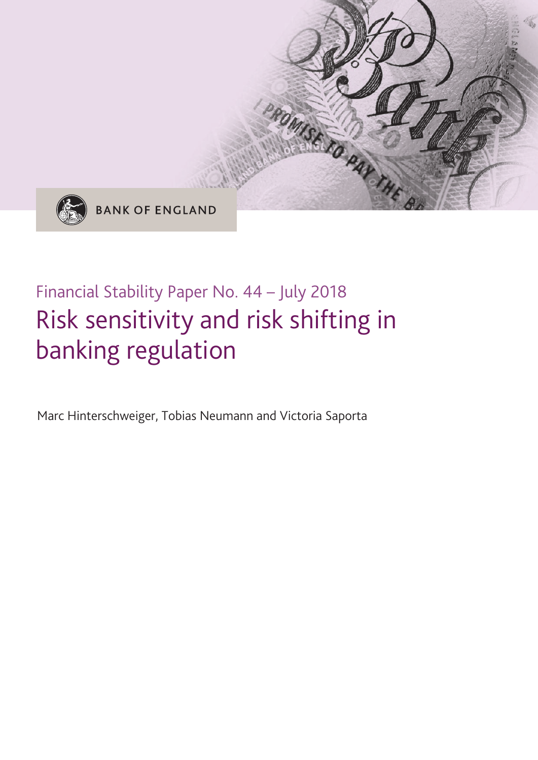BANK OF ENGLAND

Financial Stability Paper No. 44 – July 2018

# Risk sensitivity and risk shifting in banking regulation

Marc Hinterschweiger, Tobias Neumann and Victoria Saporta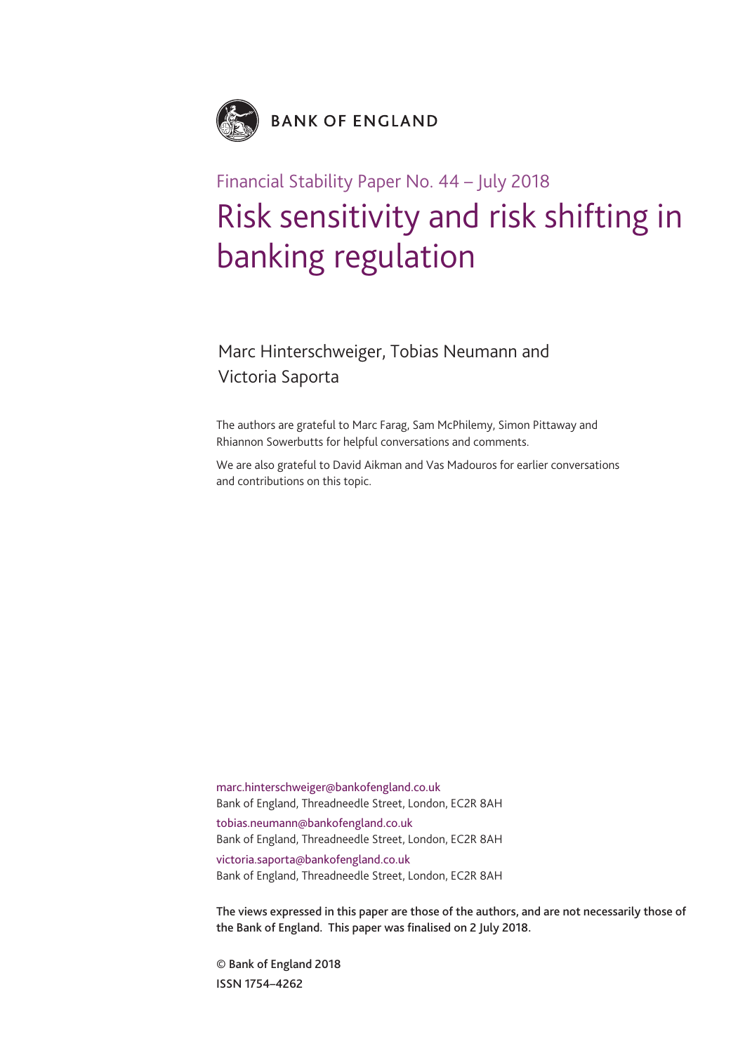BANK OF ENGLAND

Financial Stability Paper No. 44 – July 2018

# Risk sensitivity and risk shifting in banking regulation

Marc Hinterschweiger, Tobias Neumann and Victoria Saporta

The authors are grateful to Marc Farag, Sam McPhilemy, Simon Pittaway and Rhiannon Sowerbutts for helpful conversations and comments.

We are also grateful to David Aikman and Vas Madouros for earlier conversations and contributions on this topic.

marc.hinterschweiger@bankofengland.co.uk
Bank of England, Threadneedle Street, London, EC2R 8AH

tobias.neumann@bankofengland.co.uk
Bank of England, Threadneedle Street, London, EC2R 8AH

victoria.saporta@bankofengland.co.uk
Bank of England, Threadneedle Street, London, EC2R 8AH

**The views expressed in this paper are those of the authors, and are not necessarily those of the Bank of England. This paper was finalised on 2 July 2018.**

**© Bank of England 2018**
**ISSN 1754–4262**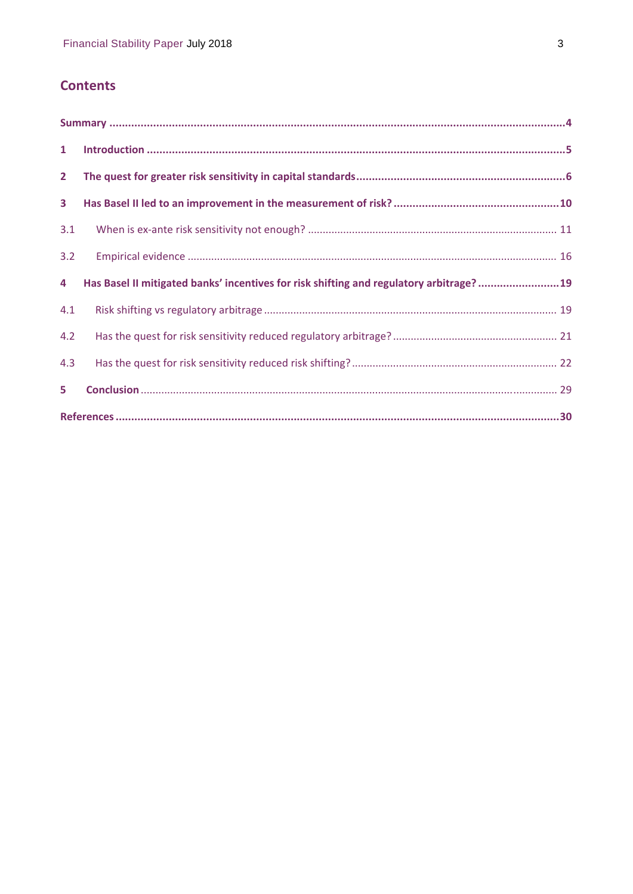## Contents

**Summary** ..........4

**1 Introduction** ..........5

**2 The quest for greater risk sensitivity in capital standards** ..........6

**3 Has Basel II led to an improvement in the measurement of risk?** ..........10

3.1 When is ex-ante risk sensitivity not enough? .......... 11

3.2 Empirical evidence .......... 16

**4 Has Basel II mitigated banks' incentives for risk shifting and regulatory arbitrage?** ..........19

4.1 Risk shifting vs regulatory arbitrage .......... 19

4.2 Has the quest for risk sensitivity reduced regulatory arbitrage? .......... 21

4.3 Has the quest for risk sensitivity reduced risk shifting? .......... 22

**5 Conclusion** .......... 29

**References** ..........30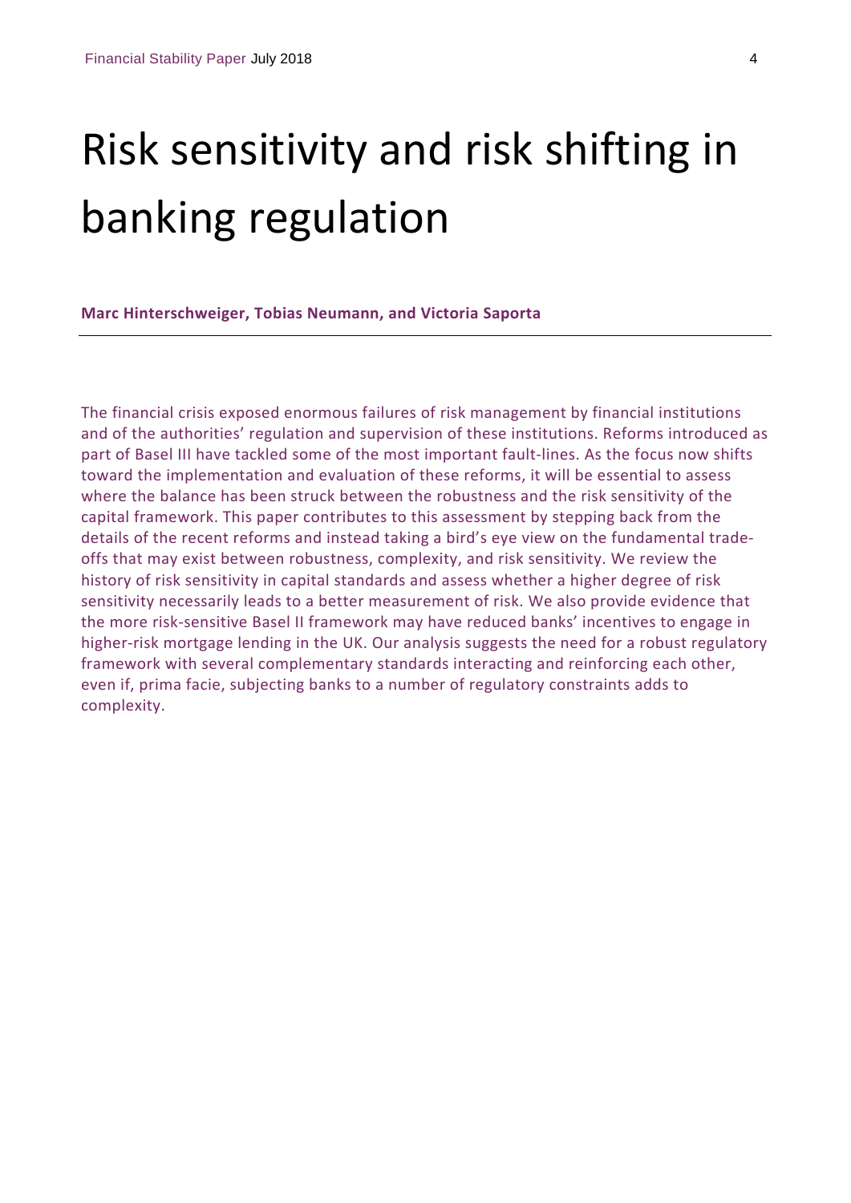# Risk sensitivity and risk shifting in banking regulation

**Marc Hinterschweiger, Tobias Neumann, and Victoria Saporta**

The financial crisis exposed enormous failures of risk management by financial institutions and of the authorities' regulation and supervision of these institutions. Reforms introduced as part of Basel III have tackled some of the most important fault-lines. As the focus now shifts toward the implementation and evaluation of these reforms, it will be essential to assess where the balance has been struck between the robustness and the risk sensitivity of the capital framework. This paper contributes to this assessment by stepping back from the details of the recent reforms and instead taking a bird's eye view on the fundamental trade-offs that may exist between robustness, complexity, and risk sensitivity. We review the history of risk sensitivity in capital standards and assess whether a higher degree of risk sensitivity necessarily leads to a better measurement of risk. We also provide evidence that the more risk-sensitive Basel II framework may have reduced banks' incentives to engage in higher-risk mortgage lending in the UK. Our analysis suggests the need for a robust regulatory framework with several complementary standards interacting and reinforcing each other, even if, prima facie, subjecting banks to a number of regulatory constraints adds to complexity.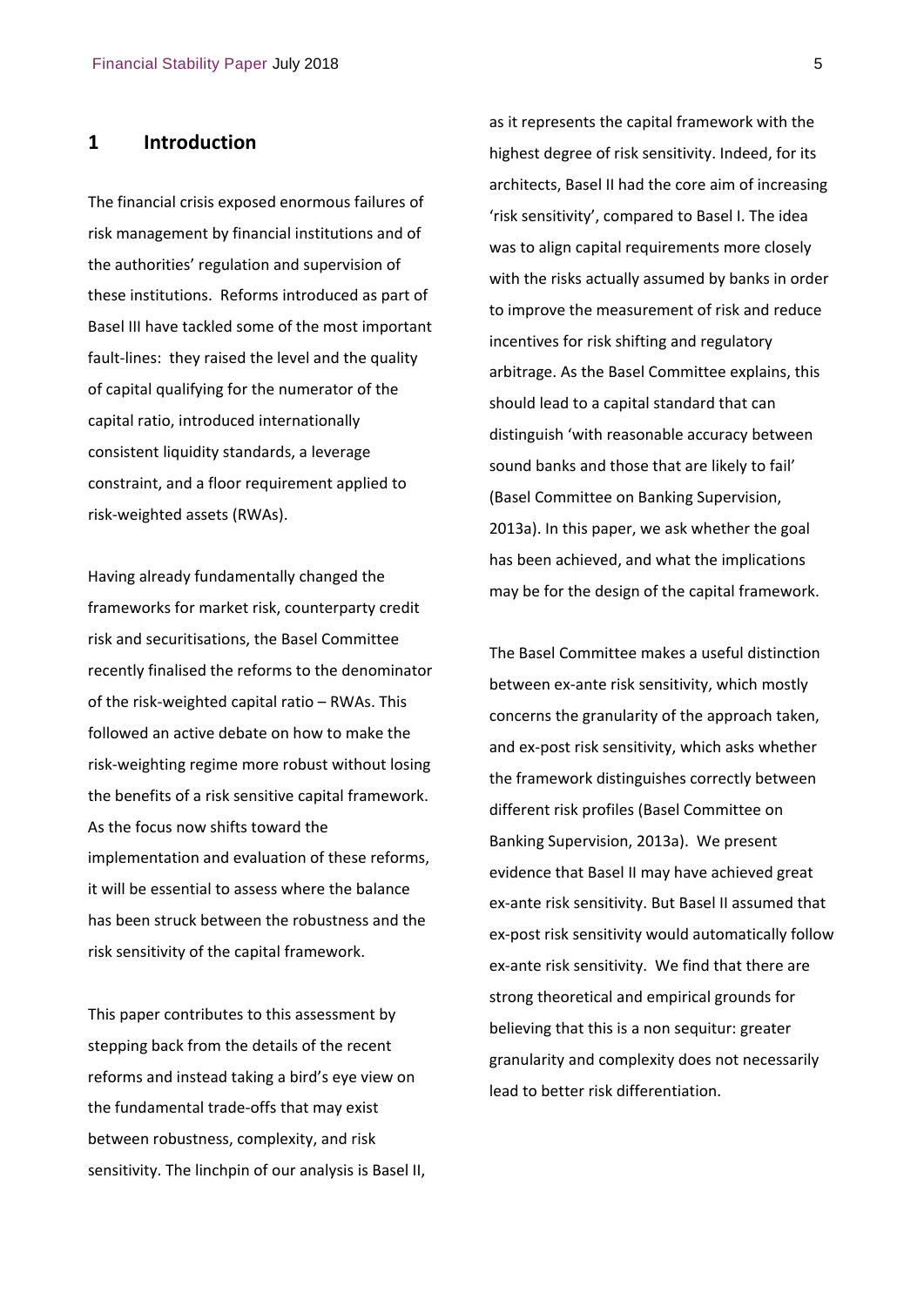## 1 Introduction

The financial crisis exposed enormous failures of risk management by financial institutions and of the authorities' regulation and supervision of these institutions. Reforms introduced as part of Basel III have tackled some of the most important fault-lines: they raised the level and the quality of capital qualifying for the numerator of the capital ratio, introduced internationally consistent liquidity standards, a leverage constraint, and a floor requirement applied to risk-weighted assets (RWAs).

Having already fundamentally changed the frameworks for market risk, counterparty credit risk and securitisations, the Basel Committee recently finalised the reforms to the denominator of the risk-weighted capital ratio – RWAs. This followed an active debate on how to make the risk-weighting regime more robust without losing the benefits of a risk sensitive capital framework. As the focus now shifts toward the implementation and evaluation of these reforms, it will be essential to assess where the balance has been struck between the robustness and the risk sensitivity of the capital framework.

This paper contributes to this assessment by stepping back from the details of the recent reforms and instead taking a bird's eye view on the fundamental trade-offs that may exist between robustness, complexity, and risk sensitivity. The linchpin of our analysis is Basel II, as it represents the capital framework with the highest degree of risk sensitivity. Indeed, for its architects, Basel II had the core aim of increasing 'risk sensitivity', compared to Basel I. The idea was to align capital requirements more closely with the risks actually assumed by banks in order to improve the measurement of risk and reduce incentives for risk shifting and regulatory arbitrage. As the Basel Committee explains, this should lead to a capital standard that can distinguish 'with reasonable accuracy between sound banks and those that are likely to fail' (Basel Committee on Banking Supervision, 2013a). In this paper, we ask whether the goal has been achieved, and what the implications may be for the design of the capital framework.

The Basel Committee makes a useful distinction between ex-ante risk sensitivity, which mostly concerns the granularity of the approach taken, and ex-post risk sensitivity, which asks whether the framework distinguishes correctly between different risk profiles (Basel Committee on Banking Supervision, 2013a). We present evidence that Basel II may have achieved great ex-ante risk sensitivity. But Basel II assumed that ex-post risk sensitivity would automatically follow ex-ante risk sensitivity. We find that there are strong theoretical and empirical grounds for believing that this is a non sequitur: greater granularity and complexity does not necessarily lead to better risk differentiation.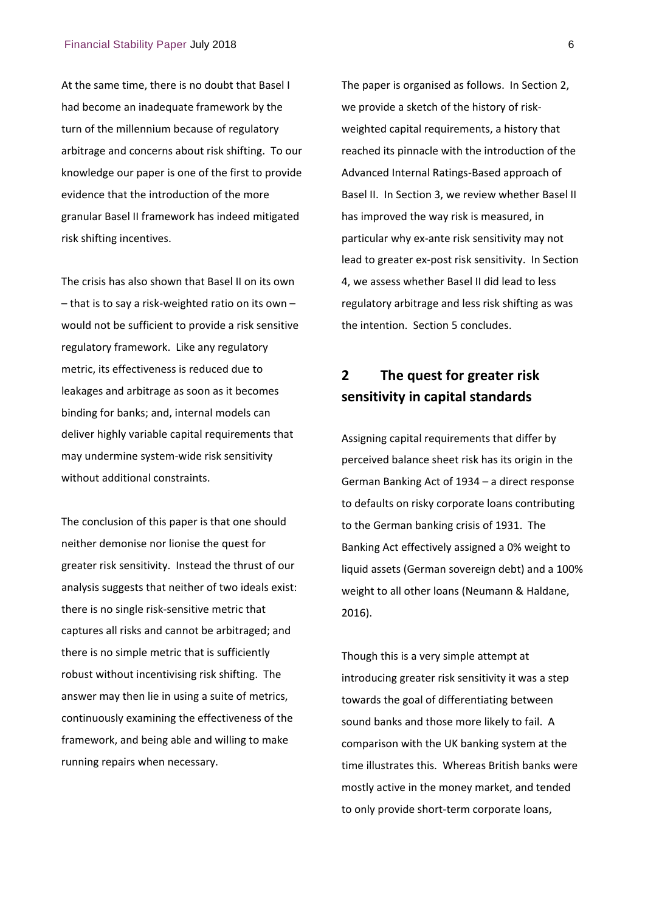At the same time, there is no doubt that Basel I had become an inadequate framework by the turn of the millennium because of regulatory arbitrage and concerns about risk shifting. To our knowledge our paper is one of the first to provide evidence that the introduction of the more granular Basel II framework has indeed mitigated risk shifting incentives.

The crisis has also shown that Basel II on its own – that is to say a risk-weighted ratio on its own – would not be sufficient to provide a risk sensitive regulatory framework. Like any regulatory metric, its effectiveness is reduced due to leakages and arbitrage as soon as it becomes binding for banks; and, internal models can deliver highly variable capital requirements that may undermine system-wide risk sensitivity without additional constraints.

The conclusion of this paper is that one should neither demonise nor lionise the quest for greater risk sensitivity. Instead the thrust of our analysis suggests that neither of two ideals exist: there is no single risk-sensitive metric that captures all risks and cannot be arbitraged; and there is no simple metric that is sufficiently robust without incentivising risk shifting. The answer may then lie in using a suite of metrics, continuously examining the effectiveness of the framework, and being able and willing to make running repairs when necessary.

The paper is organised as follows. In Section 2, we provide a sketch of the history of risk-weighted capital requirements, a history that reached its pinnacle with the introduction of the Advanced Internal Ratings-Based approach of Basel II. In Section 3, we review whether Basel II has improved the way risk is measured, in particular why ex-ante risk sensitivity may not lead to greater ex-post risk sensitivity. In Section 4, we assess whether Basel II did lead to less regulatory arbitrage and less risk shifting as was the intention. Section 5 concludes.

## 2 The quest for greater risk sensitivity in capital standards

Assigning capital requirements that differ by perceived balance sheet risk has its origin in the German Banking Act of 1934 – a direct response to defaults on risky corporate loans contributing to the German banking crisis of 1931. The Banking Act effectively assigned a 0% weight to liquid assets (German sovereign debt) and a 100% weight to all other loans (Neumann & Haldane, 2016).

Though this is a very simple attempt at introducing greater risk sensitivity it was a step towards the goal of differentiating between sound banks and those more likely to fail. A comparison with the UK banking system at the time illustrates this. Whereas British banks were mostly active in the money market, and tended to only provide short-term corporate loans,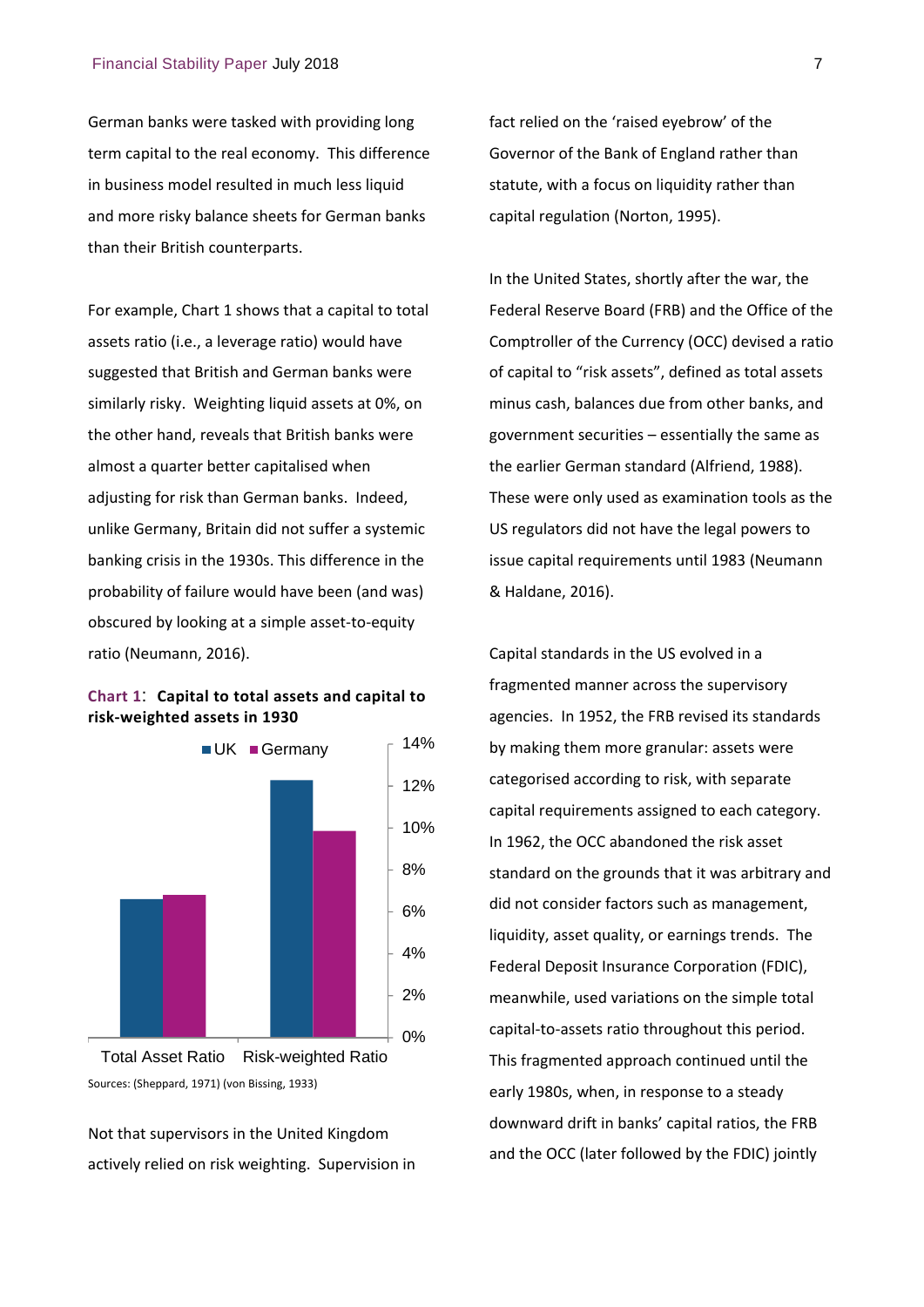German banks were tasked with providing long term capital to the real economy. This difference in business model resulted in much less liquid and more risky balance sheets for German banks than their British counterparts.

For example, Chart 1 shows that a capital to total assets ratio (i.e., a leverage ratio) would have suggested that British and German banks were similarly risky. Weighting liquid assets at 0%, on the other hand, reveals that British banks were almost a quarter better capitalised when adjusting for risk than German banks. Indeed, unlike Germany, Britain did not suffer a systemic banking crisis in the 1930s. This difference in the probability of failure would have been (and was) obscured by looking at a simple asset-to-equity ratio (Neumann, 2016).

**Chart 1: Capital to total assets and capital to risk-weighted assets in 1930**

Sources: (Sheppard, 1971) (von Bissing, 1933)

Not that supervisors in the United Kingdom actively relied on risk weighting. Supervision in fact relied on the 'raised eyebrow' of the Governor of the Bank of England rather than statute, with a focus on liquidity rather than capital regulation (Norton, 1995).

In the United States, shortly after the war, the Federal Reserve Board (FRB) and the Office of the Comptroller of the Currency (OCC) devised a ratio of capital to "risk assets", defined as total assets minus cash, balances due from other banks, and government securities – essentially the same as the earlier German standard (Alfriend, 1988). These were only used as examination tools as the US regulators did not have the legal powers to issue capital requirements until 1983 (Neumann & Haldane, 2016).

Capital standards in the US evolved in a fragmented manner across the supervisory agencies. In 1952, the FRB revised its standards by making them more granular: assets were categorised according to risk, with separate capital requirements assigned to each category. In 1962, the OCC abandoned the risk asset standard on the grounds that it was arbitrary and did not consider factors such as management, liquidity, asset quality, or earnings trends. The Federal Deposit Insurance Corporation (FDIC), meanwhile, used variations on the simple total capital-to-assets ratio throughout this period. This fragmented approach continued until the early 1980s, when, in response to a steady downward drift in banks' capital ratios, the FRB and the OCC (later followed by the FDIC) jointly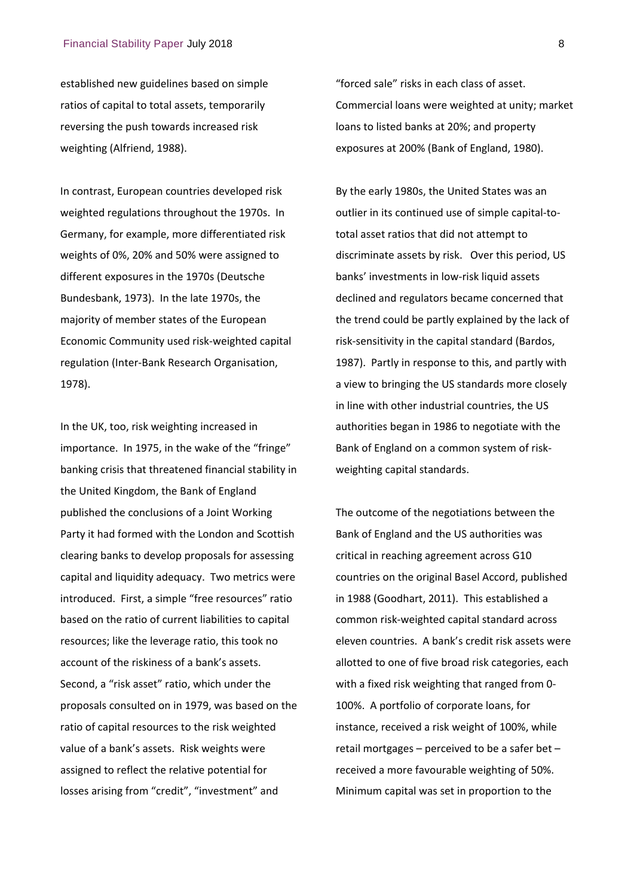established new guidelines based on simple ratios of capital to total assets, temporarily reversing the push towards increased risk weighting (Alfriend, 1988).

In contrast, European countries developed risk weighted regulations throughout the 1970s. In Germany, for example, more differentiated risk weights of 0%, 20% and 50% were assigned to different exposures in the 1970s (Deutsche Bundesbank, 1973). In the late 1970s, the majority of member states of the European Economic Community used risk-weighted capital regulation (Inter-Bank Research Organisation, 1978).

In the UK, too, risk weighting increased in importance. In 1975, in the wake of the "fringe" banking crisis that threatened financial stability in the United Kingdom, the Bank of England published the conclusions of a Joint Working Party it had formed with the London and Scottish clearing banks to develop proposals for assessing capital and liquidity adequacy. Two metrics were introduced. First, a simple "free resources" ratio based on the ratio of current liabilities to capital resources; like the leverage ratio, this took no account of the riskiness of a bank's assets. Second, a "risk asset" ratio, which under the proposals consulted on in 1979, was based on the ratio of capital resources to the risk weighted value of a bank's assets. Risk weights were assigned to reflect the relative potential for losses arising from "credit", "investment" and "forced sale" risks in each class of asset. Commercial loans were weighted at unity; market loans to listed banks at 20%; and property exposures at 200% (Bank of England, 1980).

By the early 1980s, the United States was an outlier in its continued use of simple capital-to-total asset ratios that did not attempt to discriminate assets by risk. Over this period, US banks' investments in low-risk liquid assets declined and regulators became concerned that the trend could be partly explained by the lack of risk-sensitivity in the capital standard (Bardos, 1987). Partly in response to this, and partly with a view to bringing the US standards more closely in line with other industrial countries, the US authorities began in 1986 to negotiate with the Bank of England on a common system of risk-weighting capital standards.

The outcome of the negotiations between the Bank of England and the US authorities was critical in reaching agreement across G10 countries on the original Basel Accord, published in 1988 (Goodhart, 2011). This established a common risk-weighted capital standard across eleven countries. A bank's credit risk assets were allotted to one of five broad risk categories, each with a fixed risk weighting that ranged from 0-100%. A portfolio of corporate loans, for instance, received a risk weight of 100%, while retail mortgages – perceived to be a safer bet – received a more favourable weighting of 50%. Minimum capital was set in proportion to the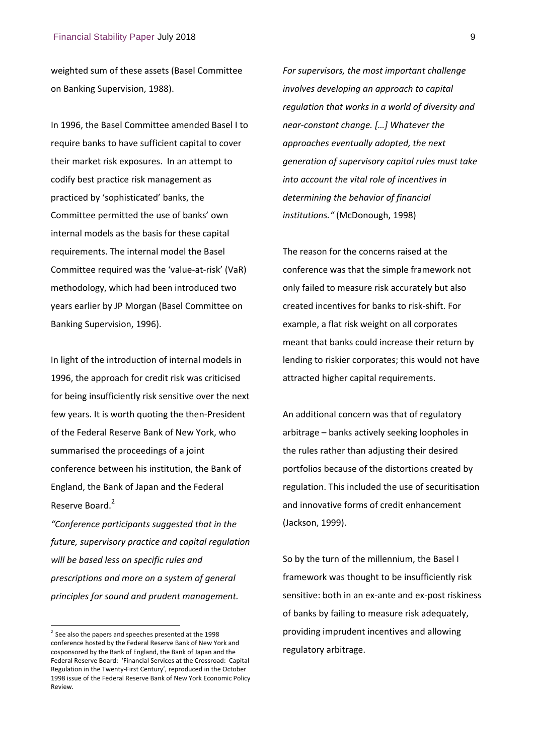weighted sum of these assets (Basel Committee on Banking Supervision, 1988).

In 1996, the Basel Committee amended Basel I to require banks to have sufficient capital to cover their market risk exposures. In an attempt to codify best practice risk management as practiced by 'sophisticated' banks, the Committee permitted the use of banks' own internal models as the basis for these capital requirements. The internal model the Basel Committee required was the 'value-at-risk' (VaR) methodology, which had been introduced two years earlier by JP Morgan (Basel Committee on Banking Supervision, 1996).

In light of the introduction of internal models in 1996, the approach for credit risk was criticised for being insufficiently risk sensitive over the next few years. It is worth quoting the then-President of the Federal Reserve Bank of New York, who summarised the proceedings of a joint conference between his institution, the Bank of England, the Bank of Japan and the Federal Reserve Board.[2]

*"Conference participants suggested that in the future, supervisory practice and capital regulation will be based less on specific rules and prescriptions and more on a system of general principles for sound and prudent management. For supervisors, the most important challenge involves developing an approach to capital regulation that works in a world of diversity and near-constant change. […] Whatever the approaches eventually adopted, the next generation of supervisory capital rules must take into account the vital role of incentives in determining the behavior of financial institutions."* (McDonough, 1998)

The reason for the concerns raised at the conference was that the simple framework not only failed to measure risk accurately but also created incentives for banks to risk-shift. For example, a flat risk weight on all corporates meant that banks could increase their return by lending to riskier corporates; this would not have attracted higher capital requirements.

An additional concern was that of regulatory arbitrage – banks actively seeking loopholes in the rules rather than adjusting their desired portfolios because of the distortions created by regulation. This included the use of securitisation and innovative forms of credit enhancement (Jackson, 1999).

So by the turn of the millennium, the Basel I framework was thought to be insufficiently risk sensitive: both in an ex-ante and ex-post riskiness of banks by failing to measure risk adequately, providing imprudent incentives and allowing regulatory arbitrage.

[2] See also the papers and speeches presented at the 1998 conference hosted by the Federal Reserve Bank of New York and cosponsored by the Bank of England, the Bank of Japan and the Federal Reserve Board: 'Financial Services at the Crossroad: Capital Regulation in the Twenty-First Century', reproduced in the October 1998 issue of the Federal Reserve Bank of New York Economic Policy Review.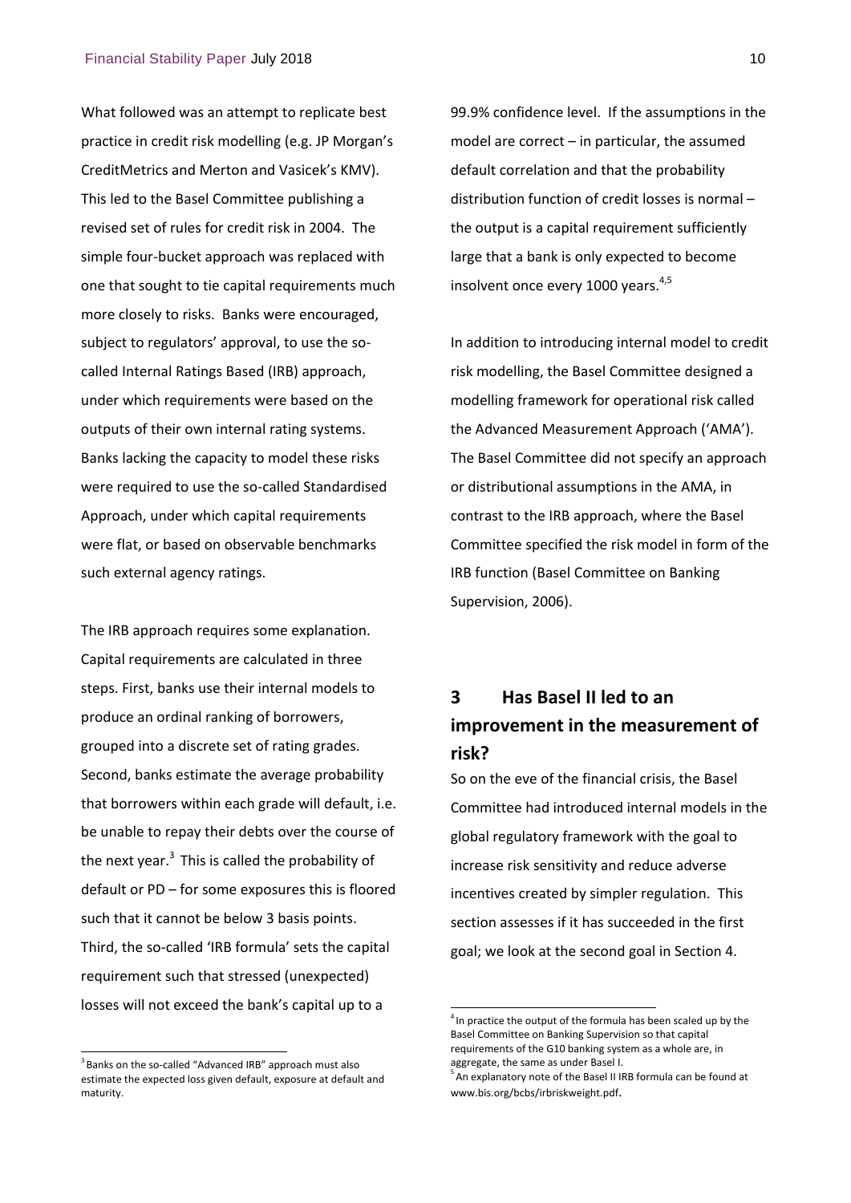What followed was an attempt to replicate best practice in credit risk modelling (e.g. JP Morgan's CreditMetrics and Merton and Vasicek's KMV). This led to the Basel Committee publishing a revised set of rules for credit risk in 2004. The simple four-bucket approach was replaced with one that sought to tie capital requirements much more closely to risks. Banks were encouraged, subject to regulators' approval, to use the so-called Internal Ratings Based (IRB) approach, under which requirements were based on the outputs of their own internal rating systems. Banks lacking the capacity to model these risks were required to use the so-called Standardised Approach, under which capital requirements were flat, or based on observable benchmarks such external agency ratings.

The IRB approach requires some explanation. Capital requirements are calculated in three steps. First, banks use their internal models to produce an ordinal ranking of borrowers, grouped into a discrete set of rating grades. Second, banks estimate the average probability that borrowers within each grade will default, i.e. be unable to repay their debts over the course of the next year.[3] This is called the probability of default or PD – for some exposures this is floored such that it cannot be below 3 basis points. Third, the so-called 'IRB formula' sets the capital requirement such that stressed (unexpected) losses will not exceed the bank's capital up to a 99.9% confidence level. If the assumptions in the model are correct – in particular, the assumed default correlation and that the probability distribution function of credit losses is normal – the output is a capital requirement sufficiently large that a bank is only expected to become insolvent once every 1000 years.[4,5]

In addition to introducing internal model to credit risk modelling, the Basel Committee designed a modelling framework for operational risk called the Advanced Measurement Approach ('AMA'). The Basel Committee did not specify an approach or distributional assumptions in the AMA, in contrast to the IRB approach, where the Basel Committee specified the risk model in form of the IRB function (Basel Committee on Banking Supervision, 2006).

## 3 Has Basel II led to an improvement in the measurement of risk?

So on the eve of the financial crisis, the Basel Committee had introduced internal models in the global regulatory framework with the goal to increase risk sensitivity and reduce adverse incentives created by simpler regulation. This section assesses if it has succeeded in the first goal; we look at the second goal in Section 4.

---

[3] Banks on the so-called "Advanced IRB" approach must also estimate the expected loss given default, exposure at default and maturity.

[4] In practice the output of the formula has been scaled up by the Basel Committee on Banking Supervision so that capital requirements of the G10 banking system as a whole are, in aggregate, the same as under Basel I.

[5] An explanatory note of the Basel II IRB formula can be found at www.bis.org/bcbs/irbriskweight.pdf.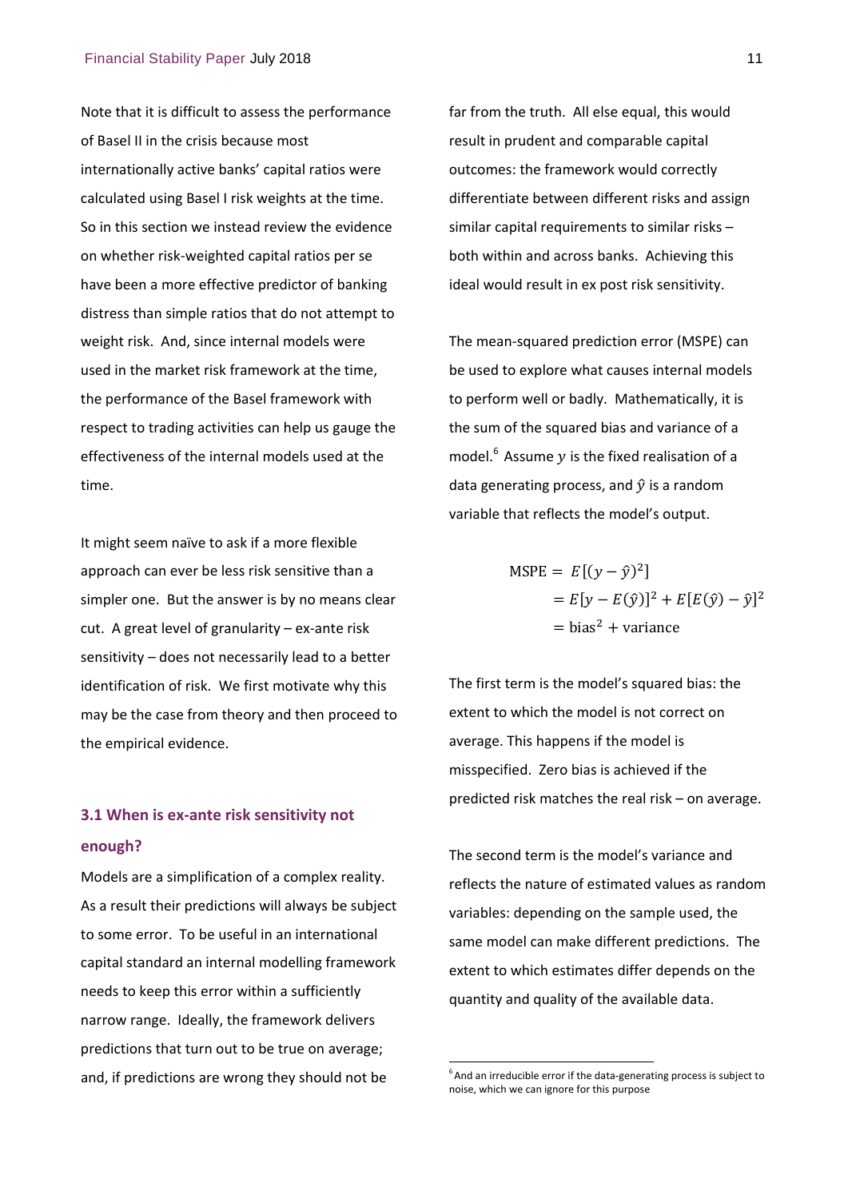Note that it is difficult to assess the performance of Basel II in the crisis because most internationally active banks' capital ratios were calculated using Basel I risk weights at the time. So in this section we instead review the evidence on whether risk-weighted capital ratios per se have been a more effective predictor of banking distress than simple ratios that do not attempt to weight risk. And, since internal models were used in the market risk framework at the time, the performance of the Basel framework with respect to trading activities can help us gauge the effectiveness of the internal models used at the time.

It might seem naïve to ask if a more flexible approach can ever be less sensitive than a simpler one. But the answer is by no means clear cut. A great level of granularity – ex-ante risk sensitivity – does not necessarily lead to a better identification of risk. We first motivate why this may be the case from theory and then proceed to the empirical evidence.

### 3.1 When is ex-ante risk sensitivity not enough?

Models are a simplification of a complex reality. As a result their predictions will always be subject to some error. To be useful in an international capital standard an internal modelling framework needs to keep this error within a sufficiently narrow range. Ideally, the framework delivers predictions that turn out to be true on average; and, if predictions are wrong they should not be far from the truth. All else equal, this would result in prudent and comparable capital outcomes: the framework would correctly differentiate between different risks and assign similar capital requirements to similar risks – both within and across banks. Achieving this ideal would result in ex post risk sensitivity.

The mean-squared prediction error (MSPE) can be used to explore what causes internal models to perform well or badly. Mathematically, it is the sum of the squared bias and variance of a model.[6] Assume $y$ is the fixed realisation of a data generating process, and $\hat{y}$ is a random variable that reflects the model's output.

$$
\begin{aligned}
\text{MSPE} &= E[(y-\hat{y})^2] \\
&= E[y - E(\hat{y})]^2 + E[E(\hat{y}) - \hat{y}]^2 \\
&= \text{bias}^2 + \text{variance}
\end{aligned}
$$

The first term is the model's squared bias: the extent to which the model is not correct on average. This happens if the model is misspecified. Zero bias is achieved if the predicted risk matches the real risk – on average.

The second term is the model's variance and reflects the nature of estimated values as random variables: depending on the sample used, the same model can make different predictions. The extent to which estimates differ depends on the quantity and quality of the available data.

[6] And an irreducible error if the data-generating process is subject to noise, which we can ignore for this purpose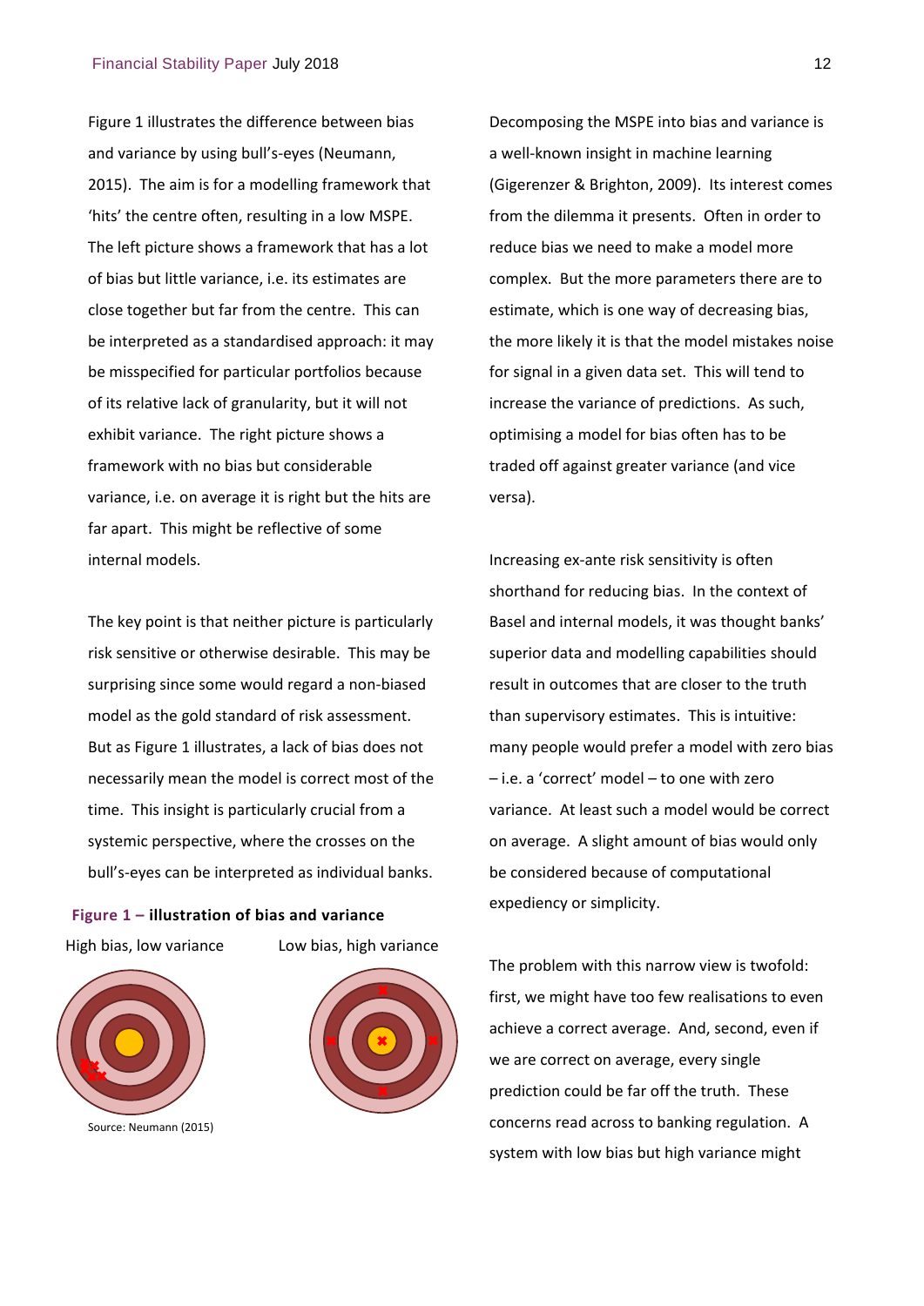Figure 1 illustrates the difference between bias and variance by using bull's-eyes (Neumann, 2015). The aim is for a modelling framework that 'hits' the centre often, resulting in a low MSPE. The left picture shows a framework that has a lot of bias but little variance, i.e. its estimates are close together but far from the centre. This can be interpreted as a standardised approach: it may be misspecified for particular portfolios because of its relative lack of granularity, but it will not exhibit variance. The right picture shows a framework with no bias but considerable variance, i.e. on average it is right but the hits are far apart. This might be reflective of some internal models.

The key point is that neither picture is particularly risk sensitive or otherwise desirable. This may be surprising since some would regard a non-biased model as the gold standard of risk assessment. But as Figure 1 illustrates, a lack of bias does not necessarily mean the model is correct most of the time. This insight is particularly crucial from a systemic perspective, where the crosses on the bull's-eyes can be interpreted as individual banks.

**Figure 1 – illustration of bias and variance**

High bias, low variance | Low bias, high variance

Source: Neumann (2015)

Decomposing the MSPE into bias and variance is a well-known insight in machine learning (Gigerenzer & Brighton, 2009). Its interest comes from the dilemma it presents. Often in order to reduce bias we need to make a model more complex. But the more parameters there are to estimate, which is one way of decreasing bias, the more likely it is that the model mistakes noise for signal in a given data set. This will tend to increase the variance of predictions. As such, optimising a model for bias often has to be traded off against greater variance (and vice versa).

Increasing ex-ante risk sensitivity is often shorthand for reducing bias. In the context of Basel and internal models, it was thought banks' superior data and modelling capabilities should result in outcomes that are closer to the truth than supervisory estimates. This is intuitive: many people would prefer a model with zero bias – i.e. a 'correct' model – to one with zero variance. At least such a model would be correct on average. A slight amount of bias would only be considered because of computational expediency or simplicity.

The problem with this narrow view is twofold: first, we might have too few realisations to even achieve a correct average. And, second, even if we are correct on average, every single prediction could be far off the truth. These concerns read across to banking regulation. A system with low bias but high variance might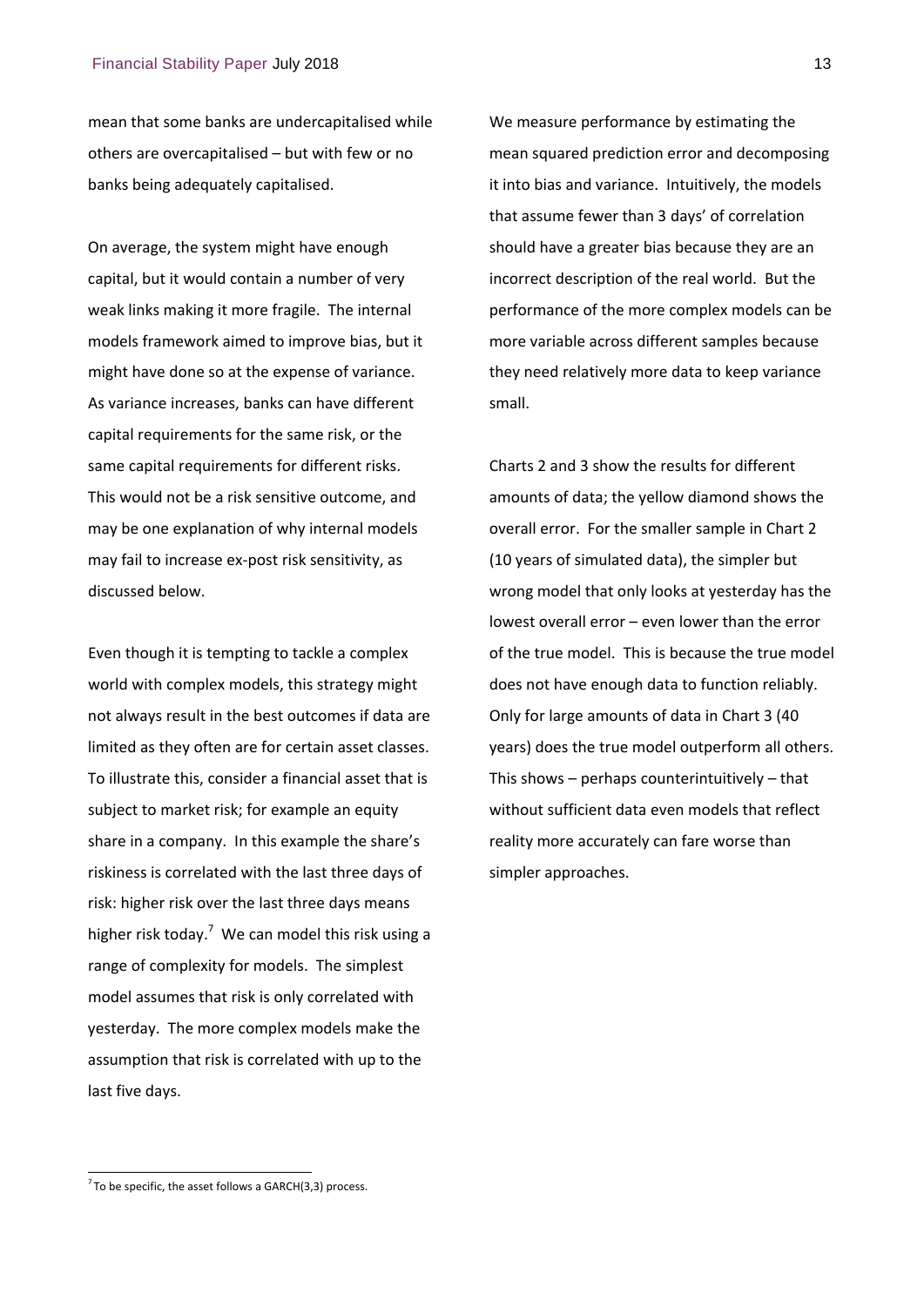mean that some banks are undercapitalised while others are overcapitalised – but with few or no banks being adequately capitalised.

On average, the system might have enough capital, but it would contain a number of very weak links making it more fragile. The internal models framework aimed to improve bias, but it might have done so at the expense of variance. As variance increases, banks can have different capital requirements for the same risk, or the same capital requirements for different risks. This would not be a risk sensitive outcome, and may be one explanation of why internal models may fail to increase ex-post risk sensitivity, as discussed below.

Even though it is tempting to tackle a complex world with complex models, this strategy might not always result in the best outcomes if data are limited as they often are for certain asset classes. To illustrate this, consider a financial asset that is subject to market risk; for example an equity share in a company. In this example the share's riskiness is correlated with the last three days of risk: higher risk over the last three days means higher risk today.[7] We can model this risk using a range of complexity for models. The simplest model assumes that risk is only correlated with yesterday. The more complex models make the assumption that risk is correlated with up to the last five days.

We measure performance by estimating the mean squared prediction error and decomposing it into bias and variance. Intuitively, the models that assume fewer than 3 days' of correlation should have a greater bias because they are an incorrect description of the real world. But the performance of the more complex models can be more variable across different samples because they need relatively more data to keep variance small.

Charts 2 and 3 show the results for different amounts of data; the yellow diamond shows the overall error. For the smaller sample in Chart 2 (10 years of simulated data), the simpler but wrong model that only looks at yesterday has the lowest overall error – even lower than the error of the true model. This is because the true model does not have enough data to function reliably. Only for large amounts of data in Chart 3 (40 years) does the true model outperform all others. This shows – perhaps counterintuitively – that without sufficient data even models that reflect reality more accurately can fare worse than simpler approaches.

---

[7] To be specific, the asset follows a GARCH(3,3) process.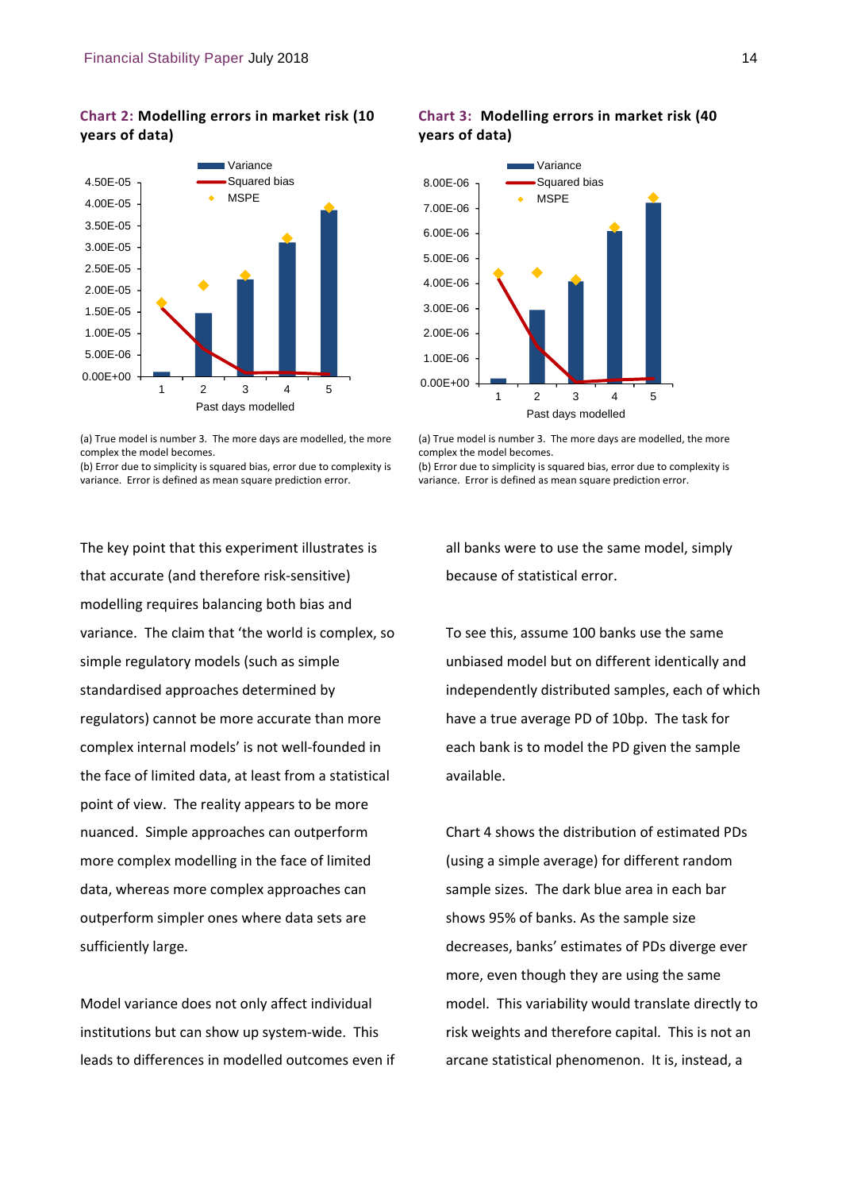**Chart 2: Modelling errors in market risk (10 years of data)**

(a) True model is number 3. The more days are modelled, the more complex the model becomes.
(b) Error due to simplicity is squared bias, error due to complexity is variance. Error is defined as mean square prediction error.

**Chart 3: Modelling errors in market risk (40 years of data)**

(a) True model is number 3. The more days are modelled, the more complex the model becomes.
(b) Error due to simplicity is squared bias, error due to complexity is variance. Error is defined as mean square prediction error.

The key point that this experiment illustrates is that accurate (and therefore risk-sensitive) modelling requires balancing both bias and variance. The claim that 'the world is complex, so simple regulatory models (such as simple standardised approaches determined by regulators) cannot be more accurate than more complex internal models' is not well-founded in the face of limited data, at least from a statistical point of view. The reality appears to be more nuanced. Simple approaches can outperform more complex modelling in the face of limited data, whereas more complex approaches can outperform simpler ones where data sets are sufficiently large.

Model variance does not only affect individual institutions but can show up system-wide. This leads to differences in modelled outcomes even if all banks were to use the same model, simply because of statistical error.

To see this, assume 100 banks use the same unbiased model but on different identically and independently distributed samples, each of which have a true average PD of 10bp. The task for each bank is to model the PD given the sample available.

Chart 4 shows the distribution of estimated PDs (using a simple average) for different random sample sizes. The dark blue area in each bar shows 95% of banks. As the sample size decreases, banks' estimates of PDs diverge ever more, even though they are using the same model. This variability would translate directly to risk weights and therefore capital. This is not an arcane statistical phenomenon. It is, instead, a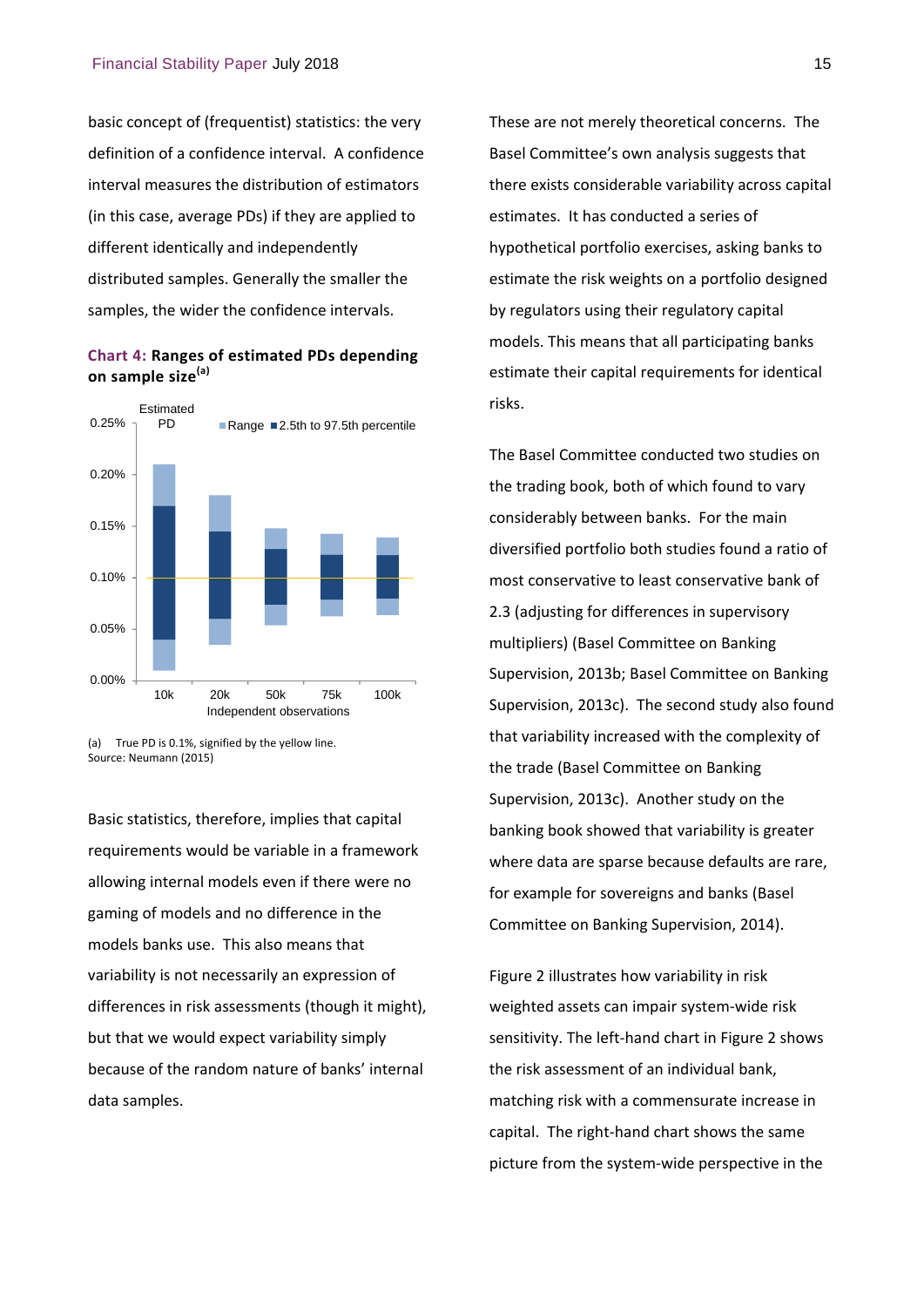basic concept of (frequentist) statistics: the very definition of a confidence interval. A confidence interval measures the distribution of estimators (in this case, average PDs) if they are applied to different identically and independently distributed samples. Generally the smaller the samples, the wider the confidence intervals.

**Chart 4: Ranges of estimated PDs depending on sample size[(a)]**

(a) True PD is 0.1%, signified by the yellow line.
Source: Neumann (2015)

Basic statistics, therefore, implies that capital requirements would be variable in a framework allowing internal models even if there were no gaming of models and no difference in the models banks use. This also means that variability is not necessarily an expression of differences in risk assessments (though it might), but that we would expect variability simply because of the random nature of banks' internal data samples.

These are not merely theoretical concerns. The Basel Committee's own analysis suggests that there exists considerable variability across capital estimates. It has conducted a series of hypothetical portfolio exercises, asking banks to estimate the risk weights on a portfolio designed by regulators using their regulatory capital models. This means that all participating banks estimate their capital requirements for identical risks.

The Basel Committee conducted two studies on the trading book, both of which found to vary considerably between banks. For the main diversified portfolio both studies found a ratio of most conservative to least conservative bank of 2.3 (adjusting for differences in supervisory multipliers) (Basel Committee on Banking Supervision, 2013b; Basel Committee on Banking Supervision, 2013c). The second study also found that variability increased with the complexity of the trade (Basel Committee on Banking Supervision, 2013c). Another study on the banking book showed that variability is greater where data are sparse because defaults are rare, for example for sovereigns and banks (Basel Committee on Banking Supervision, 2014).

Figure 2 illustrates how variability in risk weighted assets can impair system-wide risk sensitivity. The left-hand chart in Figure 2 shows the risk assessment of an individual bank, matching risk with a commensurate increase in capital. The right-hand chart shows the same picture from the system-wide perspective in the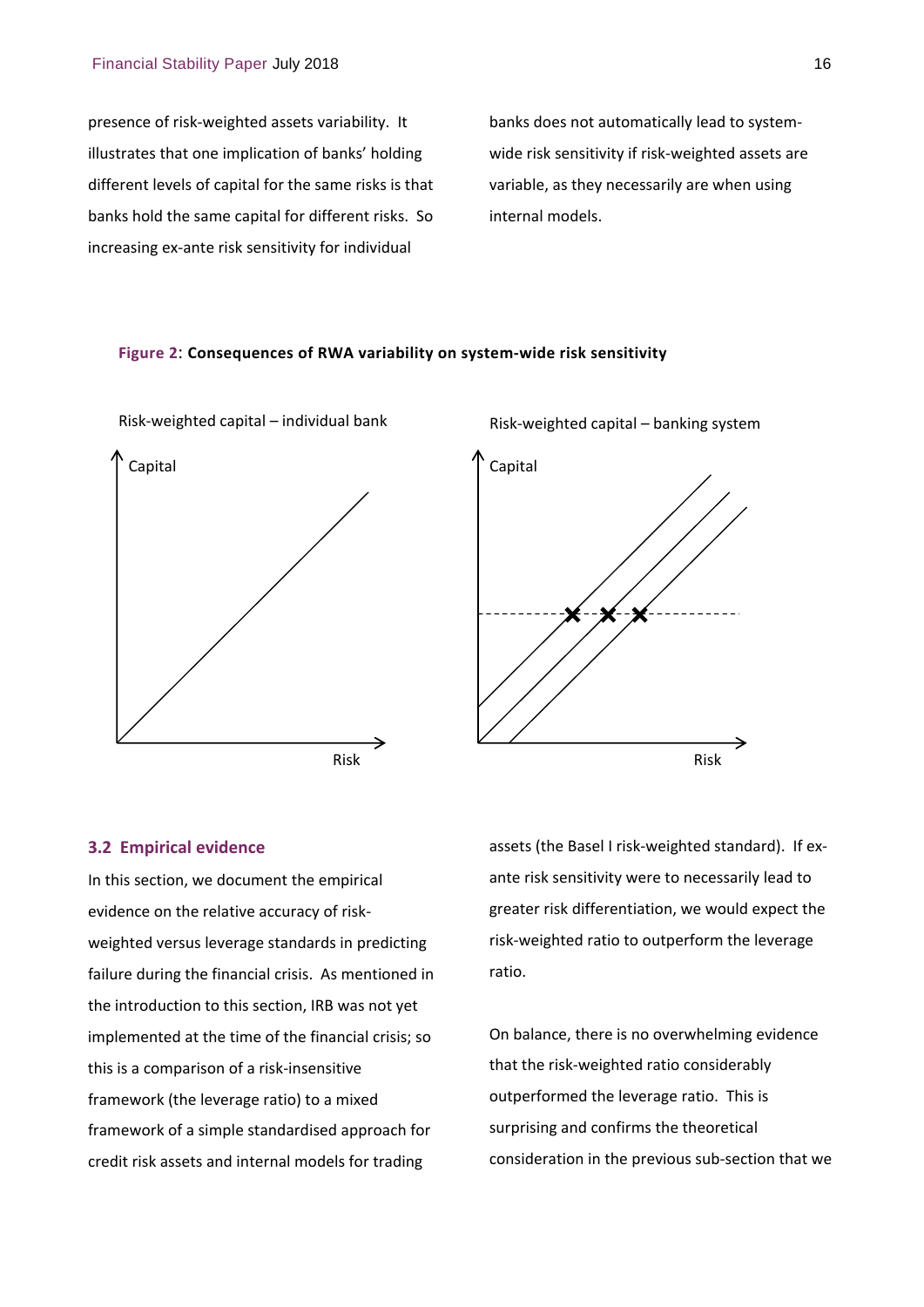presence of risk-weighted assets variability. It illustrates that one implication of banks' holding different levels of capital for the same risks is that banks hold the same capital for different risks. So increasing ex-ante risk sensitivity for individual banks does not automatically lead to system-wide risk sensitivity if risk-weighted assets are variable, as they necessarily are when using internal models.

**Figure 2: Consequences of RWA variability on system-wide risk sensitivity**

Risk-weighted capital – individual bank

Risk-weighted capital – banking system

### 3.2 Empirical evidence

In this section, we document the empirical evidence on the relative accuracy of risk-weighted versus leverage standards in predicting failure during the financial crisis. As mentioned in the introduction to this section, IRB was not yet implemented at the time of the financial crisis; so this is a comparison of a risk-insensitive framework (the leverage ratio) to a mixed framework of a simple standardised approach for credit risk assets and internal models for trading assets (the Basel I risk-weighted standard). If ex-ante risk sensitivity were to necessarily lead to greater risk differentiation, we would expect the risk-weighted ratio to outperform the leverage ratio.

On balance, there is no overwhelming evidence that the risk-weighted ratio considerably outperformed the leverage ratio. This is surprising and confirms the theoretical consideration in the previous sub-section that we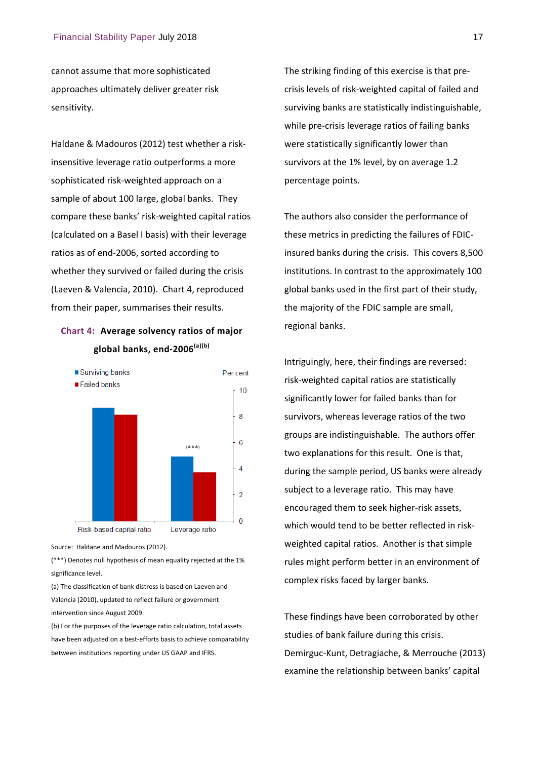cannot assume that more sophisticated approaches ultimately deliver greater risk sensitivity.

Haldane & Madouros (2012) test whether a risk-insensitive leverage ratio outperforms a more sophisticated risk-weighted approach on a sample of about 100 large, global banks. They compare these banks' risk-weighted capital ratios (calculated on a Basel I basis) with their leverage ratios as of end-2006, sorted according to whether they survived or failed during the crisis (Laeven & Valencia, 2010). Chart 4, reproduced from their paper, summarises their results.

**Chart 4: Average solvency ratios of major global banks, end-2006**[(a)(b)]

Source: Haldane and Madouros (2012).

(***) Denotes null hypothesis of mean equality rejected at the 1% significance level.

(a) The classification of bank distress is based on Laeven and Valencia (2010), updated to reflect failure or government intervention since August 2009.

(b) For the purposes of the leverage ratio calculation, total assets have been adjusted on a best-efforts basis to achieve comparability between institutions reporting under US GAAP and IFRS.

The striking finding of this exercise is that pre-crisis levels of risk-weighted capital of failed and surviving banks are statistically indistinguishable, while pre-crisis leverage ratios of failing banks were statistically significantly lower than survivors at the 1% level, by on average 1.2 percentage points.

The authors also consider the performance of these metrics in predicting the failures of FDIC-insured banks during the crisis. This covers 8,500 institutions. In contrast to the approximately 100 global banks used in the first part of their study, the majority of the FDIC sample are small, regional banks.

Intriguingly, here, their findings are reversed: risk-weighted capital ratios are statistically significantly lower for failed banks than for survivors, whereas leverage ratios of the two groups are indistinguishable. The authors offer two explanations for this result. One is that, during the sample period, US banks were already subject to a leverage ratio. This may have encouraged them to seek higher-risk assets, which would tend to be better reflected in risk-weighted capital ratios. Another is that simple rules might perform better in an environment of complex risks faced by larger banks.

These findings have been corroborated by other studies of bank failure during this crisis. Demirguc-Kunt, Detragiache, & Merrouche (2013) examine the relationship between banks' capital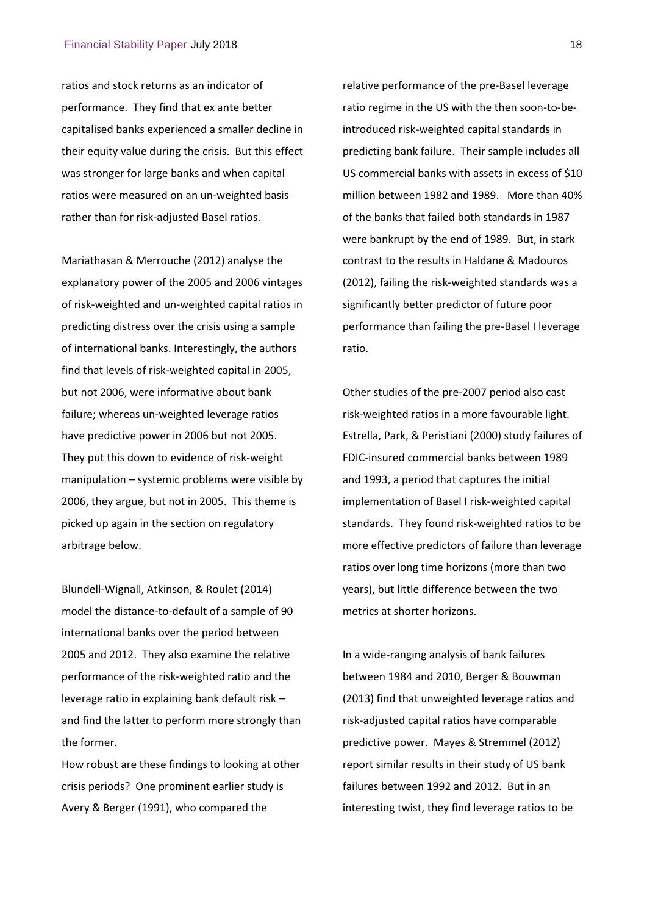ratios and stock returns as an indicator of performance. They find that ex ante better capitalised banks experienced a smaller decline in their equity value during the crisis. But this effect was stronger for large banks and when capital ratios were measured on an un-weighted basis rather than for risk-adjusted Basel ratios.

Mariathasan & Merrouche (2012) analyse the explanatory power of the 2005 and 2006 vintages of risk-weighted and un-weighted capital ratios in predicting distress over the crisis using a sample of international banks. Interestingly, the authors find that levels of risk-weighted capital in 2005, but not 2006, were informative about bank failure; whereas un-weighted leverage ratios have predictive power in 2006 but not 2005. They put this down to evidence of risk-weight manipulation – systemic problems were visible by 2006, they argue, but not in 2005. This theme is picked up again in the section on regulatory arbitrage below.

Blundell-Wignall, Atkinson, & Roulet (2014) model the distance-to-default of a sample of 90 international banks over the period between 2005 and 2012. They also examine the relative performance of the risk-weighted ratio and the leverage ratio in explaining bank default risk – and find the latter to perform more strongly than the former.

How robust are these findings to looking at other crisis periods? One prominent earlier study is Avery & Berger (1991), who compared the relative performance of the pre-Basel leverage ratio regime in the US with the then soon-to-be-introduced risk-weighted capital standards in predicting bank failure. Their sample includes all US commercial banks with assets in excess of $10 million between 1982 and 1989. More than 40% of the banks that failed both standards in 1987 were bankrupt by the end of 1989. But, in stark contrast to the results in Haldane & Madouros (2012), failing the risk-weighted standards was a significantly better predictor of future poor performance than failing the pre-Basel I leverage ratio.

Other studies of the pre-2007 period also cast risk-weighted ratios in a more favourable light. Estrella, Park, & Peristiani (2000) study failures of FDIC-insured commercial banks between 1989 and 1993, a period that captures the initial implementation of Basel I risk-weighted capital standards. They found risk-weighted ratios to be more effective predictors of failure than leverage ratios over long time horizons (more than two years), but little difference between the two metrics at shorter horizons.

In a wide-ranging analysis of bank failures between 1984 and 2010, Berger & Bouwman (2013) find that unweighted leverage ratios and risk-adjusted capital ratios have comparable predictive power. Mayes & Stremmel (2012) report similar results in their study of US bank failures between 1992 and 2012. But in an interesting twist, they find leverage ratios to be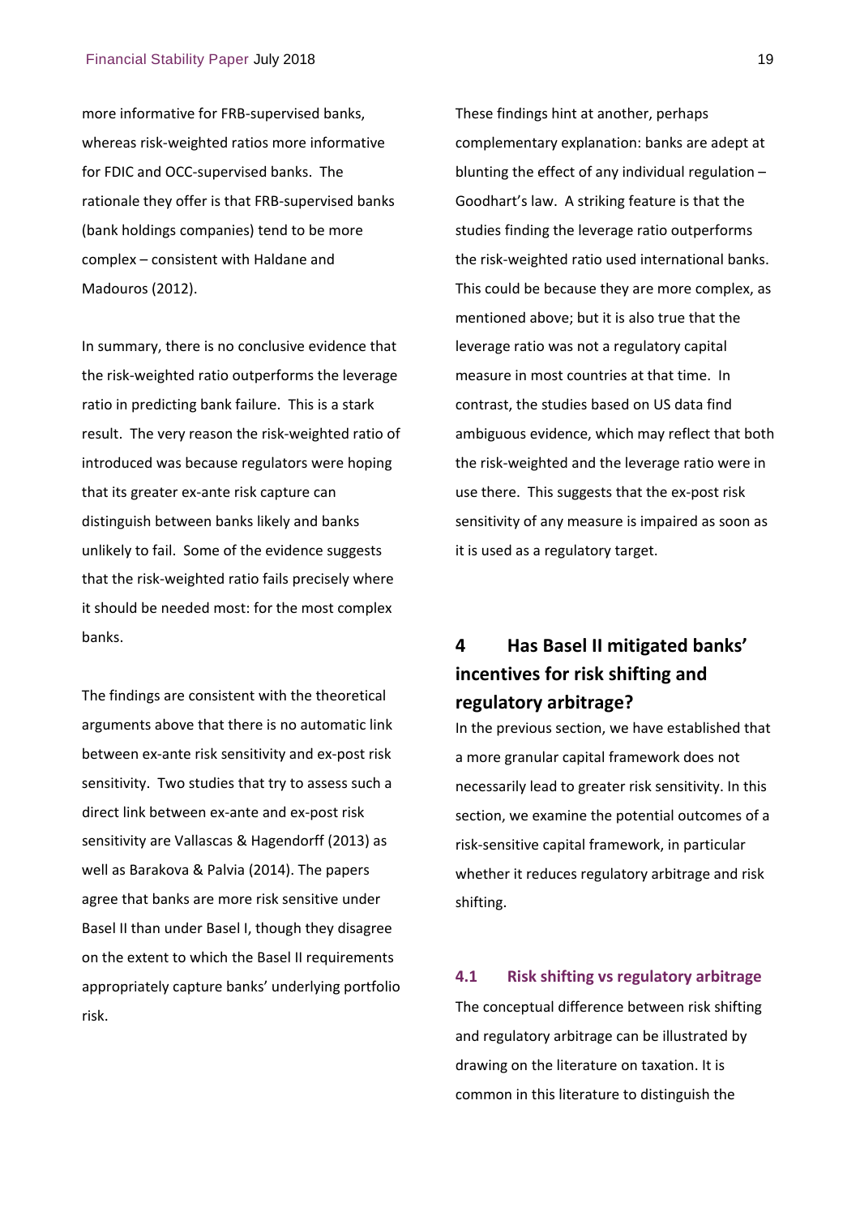more informative for FRB-supervised banks, whereas risk-weighted ratios more informative for FDIC and OCC-supervised banks. The rationale they offer is that FRB-supervised banks (bank holdings companies) tend to be more complex – consistent with Haldane and Madouros (2012).

In summary, there is no conclusive evidence that the risk-weighted ratio outperforms the leverage ratio in predicting bank failure. This is a stark result. The very reason the risk-weighted ratio of introduced was because regulators were hoping that its greater ex-ante risk capture can distinguish between banks likely and banks unlikely to fail. Some of the evidence suggests that the risk-weighted ratio fails precisely where it should be needed most: for the most complex banks.

The findings are consistent with the theoretical arguments above that there is no automatic link between ex-ante risk sensitivity and ex-post risk sensitivity. Two studies that try to assess such a direct link between ex-ante and ex-post risk sensitivity are Vallascas & Hagendorff (2013) as well as Barakova & Palvia (2014). The papers agree that banks are more risk sensitive under Basel II than under Basel I, though they disagree on the extent to which the Basel II requirements appropriately capture banks' underlying portfolio risk.

These findings hint at another, perhaps complementary explanation: banks are adept at blunting the effect of any individual regulation – Goodhart's law. A striking feature is that the studies finding the leverage ratio outperforms the risk-weighted ratio used international banks. This could be because they are more complex, as mentioned above; but it is also true that the leverage ratio was not a regulatory capital measure in most countries at that time. In contrast, the studies based on US data find ambiguous evidence, which may reflect that both the risk-weighted and the leverage ratio were in use there. This suggests that the ex-post risk sensitivity of any measure is impaired as soon as it is used as a regulatory target.

## 4 Has Basel II mitigated banks' incentives for risk shifting and regulatory arbitrage?

In the previous section, we have established that a more granular capital framework does not necessarily lead to greater risk sensitivity. In this section, we examine the potential outcomes of a risk-sensitive capital framework, in particular whether it reduces regulatory arbitrage and risk shifting.

### 4.1 Risk shifting vs regulatory arbitrage

The conceptual difference between risk shifting and regulatory arbitrage can be illustrated by drawing on the literature on taxation. It is common in this literature to distinguish the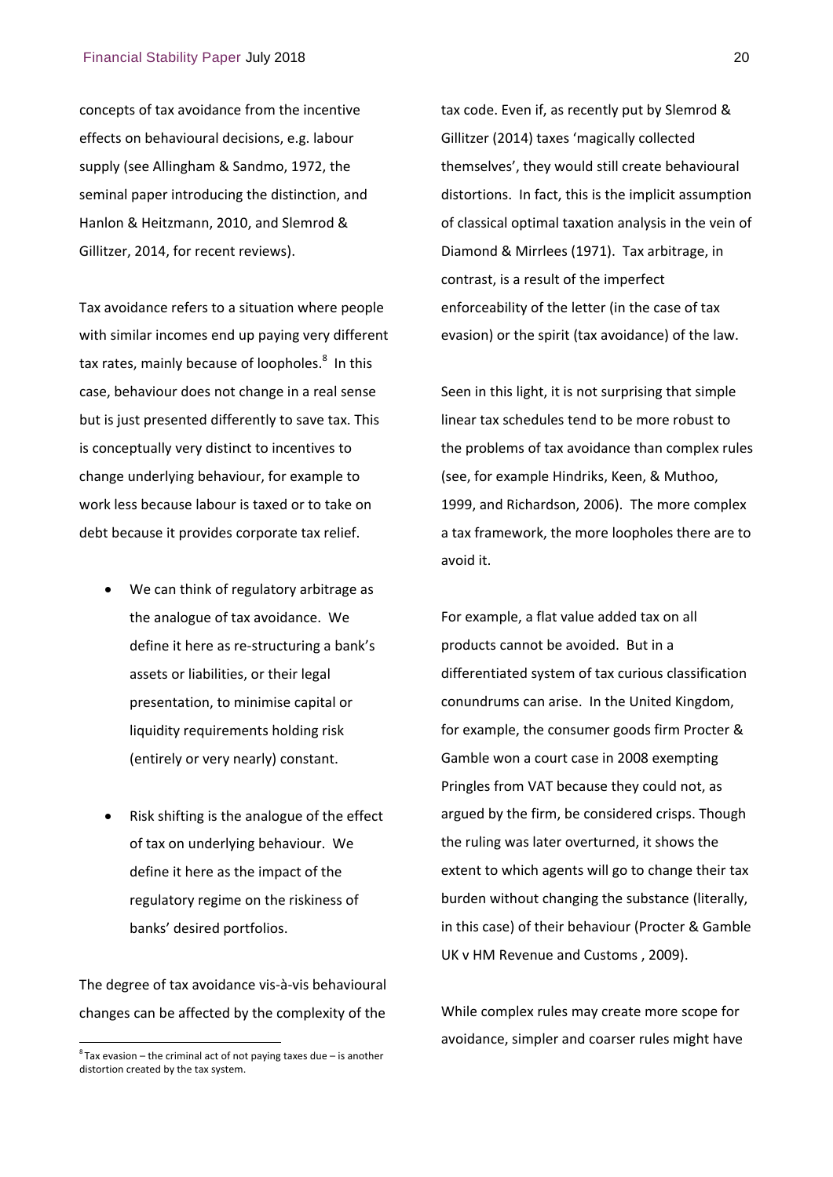concepts of tax avoidance from the incentive effects on behavioural decisions, e.g. labour supply (see Allingham & Sandmo, 1972, the seminal paper introducing the distinction, and Hanlon & Heitzmann, 2010, and Slemrod & Gillitzer, 2014, for recent reviews).

Tax avoidance refers to a situation where people with similar incomes end up paying very different tax rates, mainly because of loopholes.[8] In this case, behaviour does not change in a real sense but is just presented differently to save tax. This is conceptually very distinct to incentives to change underlying behaviour, for example to work less because labour is taxed or to take on debt because it provides corporate tax relief.

- We can think of regulatory arbitrage as the analogue of tax avoidance. We define it here as re-structuring a bank's assets or liabilities, or their legal presentation, to minimise capital or liquidity requirements holding risk (entirely or very nearly) constant.

- Risk shifting is the analogue of the effect of tax on underlying behaviour. We define it here as the impact of the regulatory regime on the riskiness of banks' desired portfolios.

The degree of tax avoidance vis-à-vis behavioural changes can be affected by the complexity of the tax code. Even if, as recently put by Slemrod & Gillitzer (2014) taxes 'magically collected themselves', they would still create behavioural distortions. In fact, this is the implicit assumption of classical optimal taxation analysis in the vein of Diamond & Mirrlees (1971). Tax arbitrage, in contrast, is a result of the imperfect enforceability of the letter (in the case of tax evasion) or the spirit (tax avoidance) of the law.

Seen in this light, it is not surprising that simple linear tax schedules tend to be more robust to the problems of tax avoidance than complex rules (see, for example Hindriks, Keen, & Muthoo, 1999, and Richardson, 2006). The more complex a tax framework, the more loopholes there are to avoid it.

For example, a flat value added tax on all products cannot be avoided. But in a differentiated system of tax curious classification conundrums can arise. In the United Kingdom, for example, the consumer goods firm Procter & Gamble won a court case in 2008 exempting Pringles from VAT because they could not, as argued by the firm, be considered crisps. Though the ruling was later overturned, it shows the extent to which agents will go to change their tax burden without changing the substance (literally, in this case) of their behaviour (Procter & Gamble UK v HM Revenue and Customs , 2009).

While complex rules may create more scope for avoidance, simpler and coarser rules might have

[8] Tax evasion – the criminal act of not paying taxes due – is another distortion created by the tax system.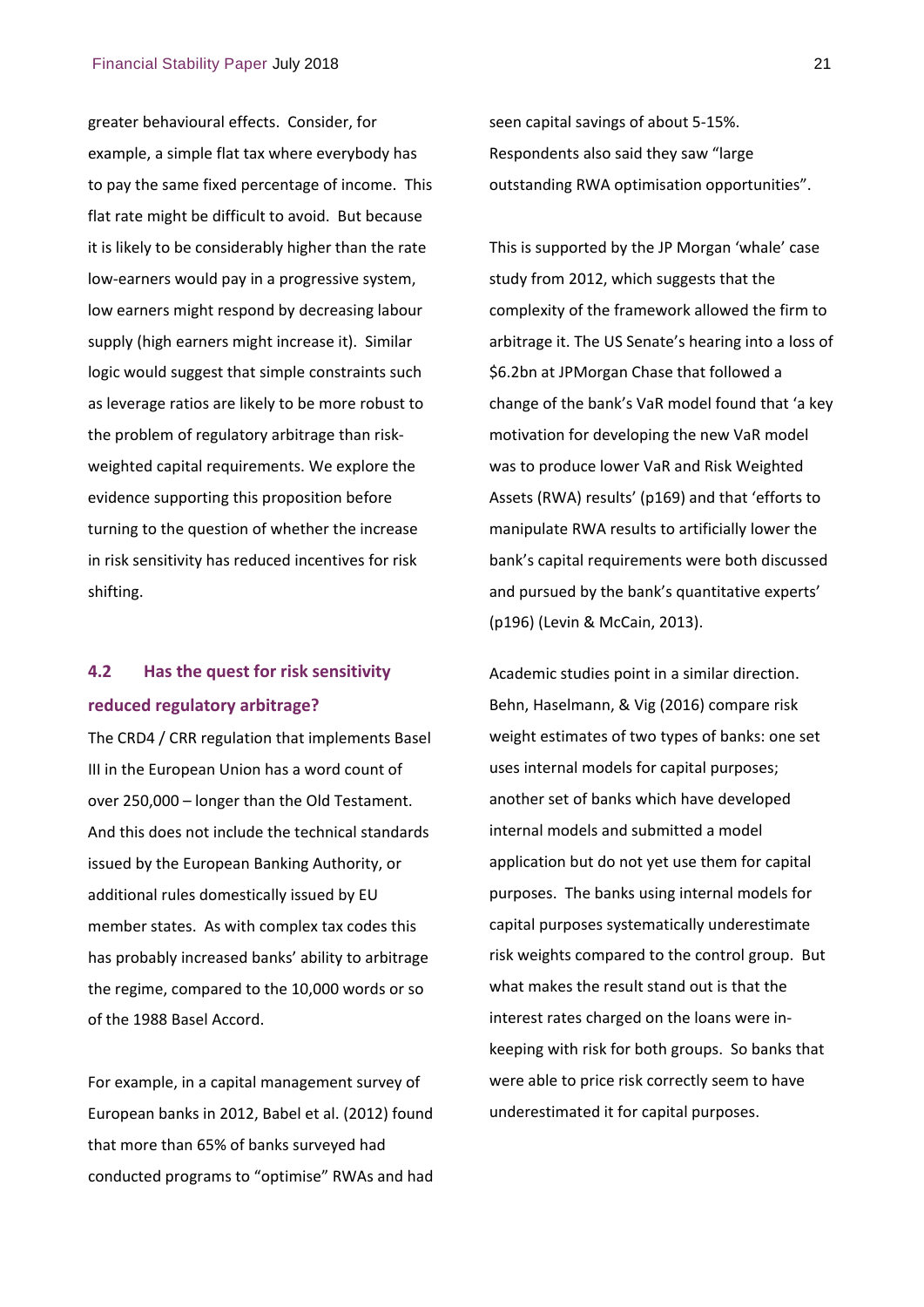greater behavioural effects. Consider, for example, a simple flat tax where everybody has to pay the same fixed percentage of income. This flat rate might be difficult to avoid. But because it is likely to be considerably higher than the rate low-earners would pay in a progressive system, low earners might respond by decreasing labour supply (high earners might increase it). Similar logic would suggest that simple constraints such as leverage ratios are likely to be more robust to the problem of regulatory arbitrage than risk-weighted capital requirements. We explore the evidence supporting this proposition before turning to the question of whether the increase in risk sensitivity has reduced incentives for risk shifting.

### 4.2 Has the quest for risk sensitivity reduced regulatory arbitrage?

The CRD4 / CRR regulation that implements Basel III in the European Union has a word count of over 250,000 – longer than the Old Testament. And this does not include the technical standards issued by the European Banking Authority, or additional rules domestically issued by EU member states. As with complex tax codes this has probably increased banks' ability to arbitrage the regime, compared to the 10,000 words or so of the 1988 Basel Accord.

For example, in a capital management survey of European banks in 2012, Babel et al. (2012) found that more than 65% of banks surveyed had conducted programs to "optimise" RWAs and had seen capital savings of about 5-15%. Respondents also said they saw "large outstanding RWA optimisation opportunities".

This is supported by the JP Morgan 'whale' case study from 2012, which suggests that the complexity of the framework allowed the firm to arbitrage it. The US Senate's hearing into a loss of \$6.2bn at JPMorgan Chase that followed a change of the bank's VaR model found that 'a key motivation for developing the new VaR model was to produce lower VaR and Risk Weighted Assets (RWA) results' (p169) and that 'efforts to manipulate RWA results to artificially lower the bank's capital requirements were both discussed and pursued by the bank's quantitative experts' (p196) (Levin & McCain, 2013).

Academic studies point in a similar direction. Behn, Haselmann, & Vig (2016) compare risk weight estimates of two types of banks: one set uses internal models for capital purposes; another set of banks which have developed internal models and submitted a model application but do not yet use them for capital purposes. The banks using internal models for capital purposes systematically underestimate risk weights compared to the control group. But what makes the result stand out is that the interest rates charged on the loans were in-keeping with risk for both groups. So banks that were able to price risk correctly seem to have underestimated it for capital purposes.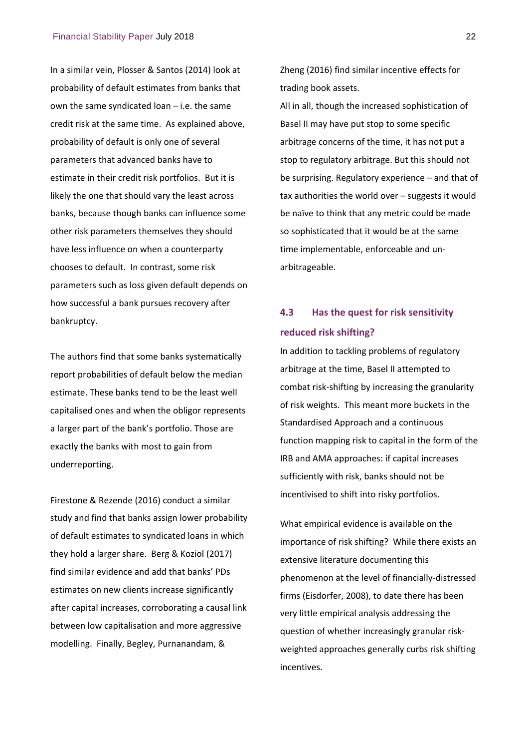In a similar vein, Plosser & Santos (2014) look at probability of default estimates from banks that own the same syndicated loan – i.e. the same credit risk at the same time. As explained above, probability of default is only one of several parameters that advanced banks have to estimate in their credit risk portfolios. But it is likely the one that should vary the least across banks, because though banks can influence some other risk parameters themselves they should have less influence on when a counterparty chooses to default. In contrast, some risk parameters such as loss given default depends on how successful a bank pursues recovery after bankruptcy.

The authors find that some banks systematically report probabilities of default below the median estimate. These banks tend to be the least well capitalised ones and when the obligor represents a larger part of the bank's portfolio. Those are exactly the banks with most to gain from underreporting.

Firestone & Rezende (2016) conduct a similar study and find that banks assign lower probability of default estimates to syndicated loans in which they hold a larger share. Berg & Koziol (2017) find similar evidence and add that banks' PDs estimates on new clients increase significantly after capital increases, corroborating a causal link between low capitalisation and more aggressive modelling. Finally, Begley, Purnanandam, & Zheng (2016) find similar incentive effects for trading book assets.

All in all, though the increased sophistication of Basel II may have put stop to some specific arbitrage concerns of the time, it has not put a stop to regulatory arbitrage. But this should not be surprising. Regulatory experience – and that of tax authorities the world over – suggests it would be naïve to think that any metric could be made so sophisticated that it would be at the same time implementable, enforceable and un-arbitrageable.

## 4.3 Has the quest for risk sensitivity reduced risk shifting?

In addition to tackling problems of regulatory arbitrage at the time, Basel II attempted to combat risk-shifting by increasing the granularity of risk weights. This meant more buckets in the Standardised Approach and a continuous function mapping risk to capital in the form of the IRB and AMA approaches: if capital increases sufficiently with risk, banks should not be incentivised to shift into risky portfolios.

What empirical evidence is available on the importance of risk shifting? While there exists an extensive literature documenting this phenomenon at the level of financially-distressed firms (Eisdorfer, 2008), to date there has been very little empirical analysis addressing the question of whether increasingly granular risk-weighted approaches generally curbs risk shifting incentives.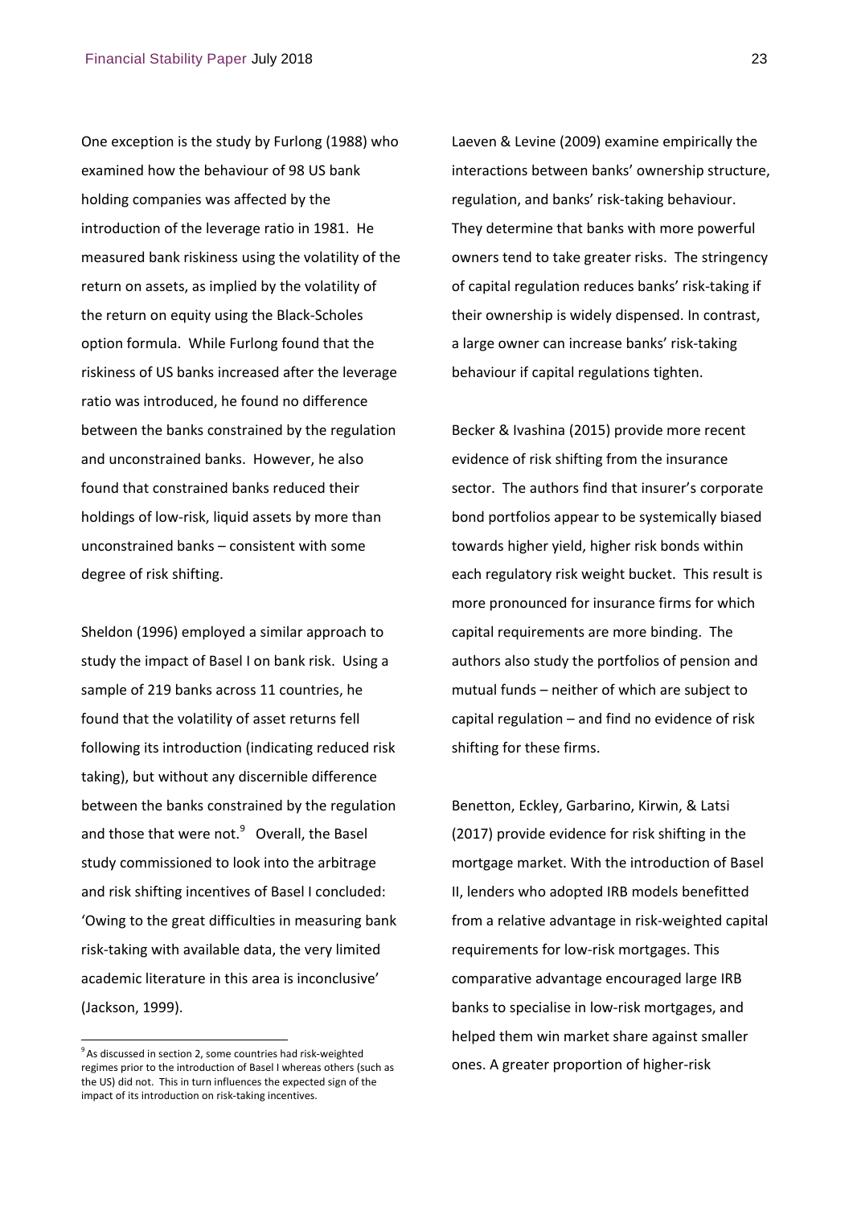One exception is the study by Furlong (1988) who examined how the behaviour of 98 US bank holding companies was affected by the introduction of the leverage ratio in 1981. He measured bank riskiness using the volatility of the return on assets, as implied by the volatility of the return on equity using the Black-Scholes option formula. While Furlong found that the riskiness of US banks increased after the leverage ratio was introduced, he found no difference between the banks constrained by the regulation and unconstrained banks. However, he also found that constrained banks reduced their holdings of low-risk, liquid assets by more than unconstrained banks – consistent with some degree of risk shifting.

Sheldon (1996) employed a similar approach to study the impact of Basel I on bank risk. Using a sample of 219 banks across 11 countries, he found that the volatility of asset returns fell following its introduction (indicating reduced risk taking), but without any discernible difference between the banks constrained by the regulation and those that were not.[9] Overall, the Basel study commissioned to look into the arbitrage and risk shifting incentives of Basel I concluded: 'Owing to the great difficulties in measuring bank risk-taking with available data, the very limited academic literature in this area is inconclusive' (Jackson, 1999).

[9] As discussed in section 2, some countries had risk-weighted regimes prior to the introduction of Basel I whereas others (such as the US) did not. This in turn influences the expected sign of the impact of its introduction on risk-taking incentives.

Laeven & Levine (2009) examine empirically the interactions between banks' ownership structure, regulation, and banks' risk-taking behaviour. They determine that banks with more powerful owners tend to take greater risks. The stringency of capital regulation reduces banks' risk-taking if their ownership is widely dispensed. In contrast, a large owner can increase banks' risk-taking behaviour if capital regulations tighten.

Becker & Ivashina (2015) provide more recent evidence of risk shifting from the insurance sector. The authors find that insurer's corporate bond portfolios appear to be systemically biased towards higher yield, higher risk bonds within each regulatory risk weight bucket. This result is more pronounced for insurance firms for which capital requirements are more binding. The authors also study the portfolios of pension and mutual funds – neither of which are subject to capital regulation – and find no evidence of risk shifting for these firms.

Benetton, Eckley, Garbarino, Kirwin, & Latsi (2017) provide evidence for risk shifting in the mortgage market. With the introduction of Basel II, lenders who adopted IRB models benefitted from a relative advantage in risk-weighted capital requirements for low-risk mortgages. This comparative advantage encouraged large IRB banks to specialise in low-risk mortgages, and helped them win market share against smaller ones. A greater proportion of higher-risk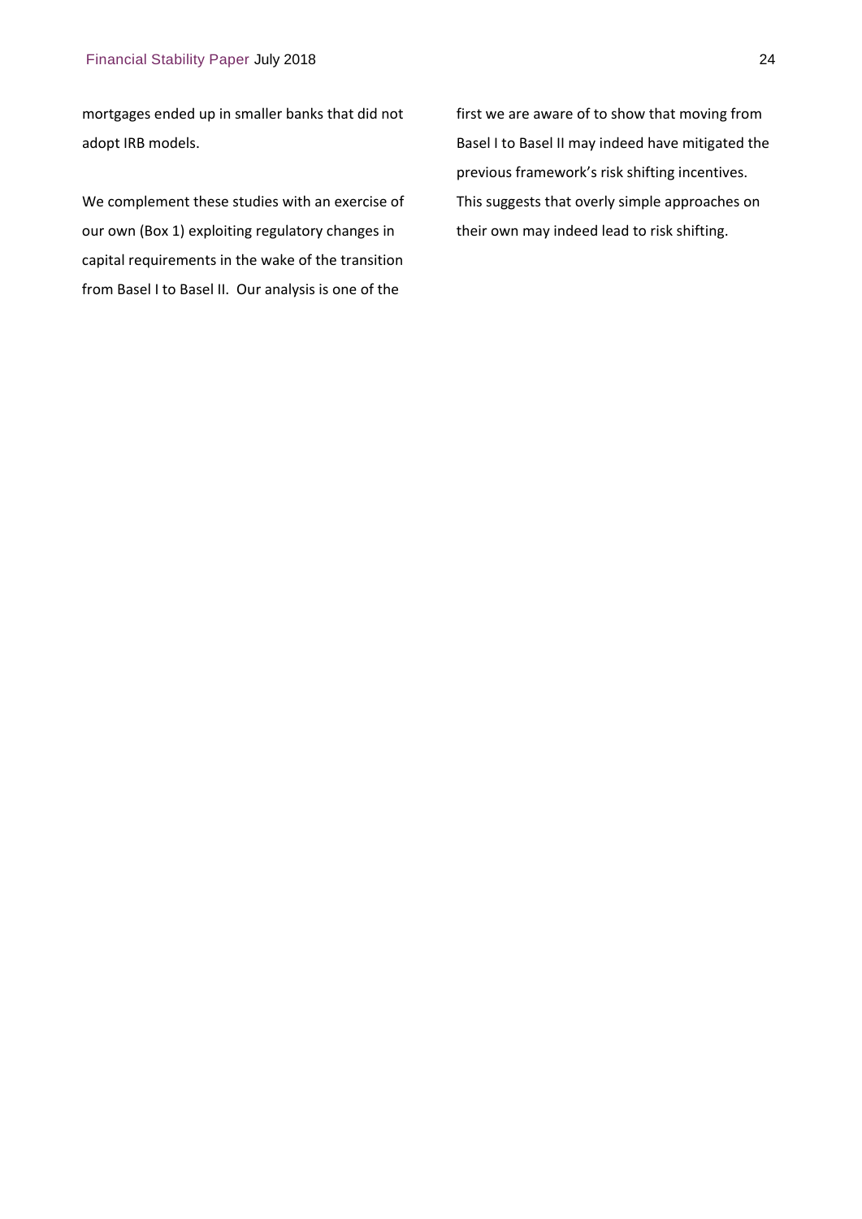mortgages ended up in smaller banks that did not adopt IRB models.

We complement these studies with an exercise of our own (Box 1) exploiting regulatory changes in capital requirements in the wake of the transition from Basel I to Basel II. Our analysis is one of the first we are aware of to show that moving from Basel I to Basel II may indeed have mitigated the previous framework's risk shifting incentives. This suggests that overly simple approaches on their own may indeed lead to risk shifting.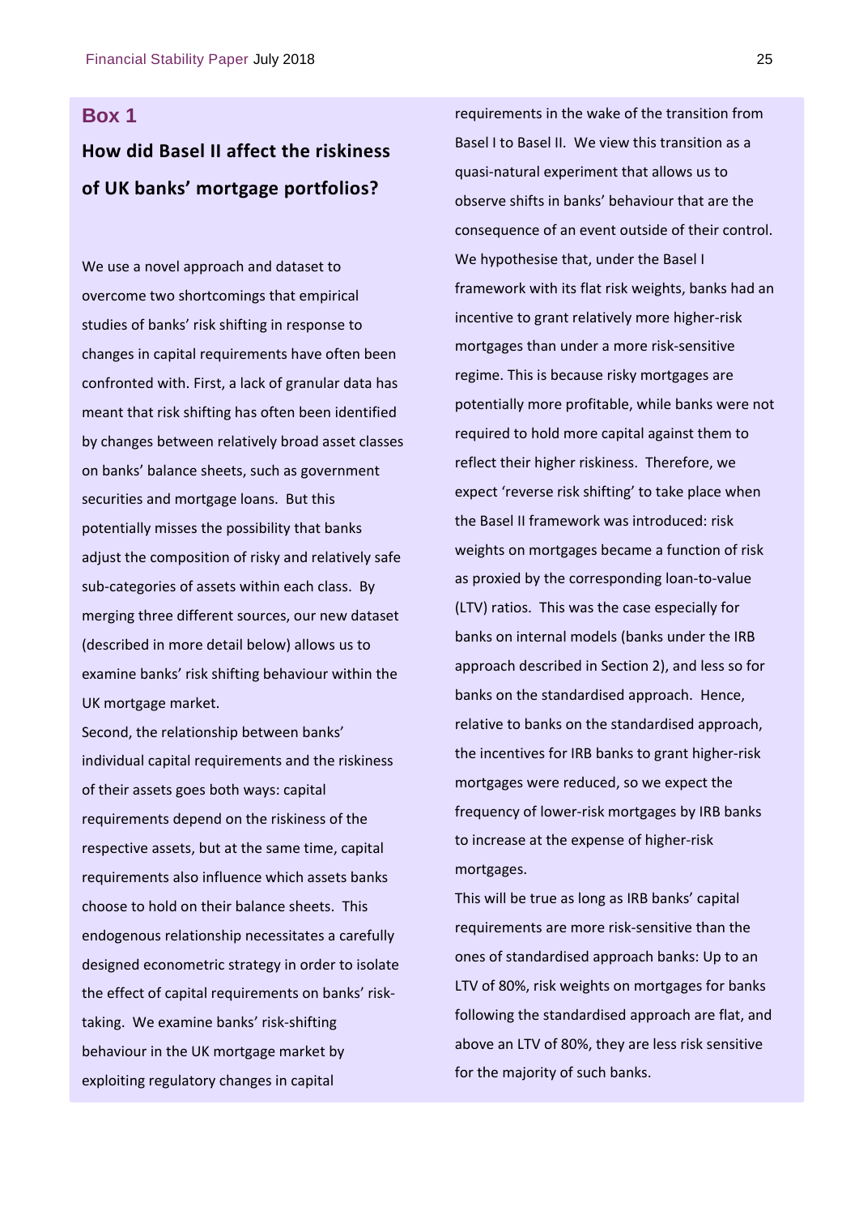## Box 1

### How did Basel II affect the riskiness of UK banks' mortgage portfolios?

We use a novel approach and dataset to overcome two shortcomings that empirical studies of banks' risk shifting in response to changes in capital requirements have often been confronted with. First, a lack of granular data has meant that risk shifting has often been identified by changes between relatively broad asset classes on banks' balance sheets, such as government securities and mortgage loans. But this potentially misses the possibility that banks adjust the composition of risky and relatively safe sub-categories of assets within each class. By merging three different sources, our new dataset (described in more detail below) allows us to examine banks' risk shifting behaviour within the UK mortgage market.

Second, the relationship between banks' individual capital requirements and the riskiness of their assets goes both ways: capital requirements depend on the riskiness of the respective assets, but at the same time, capital requirements also influence which assets banks choose to hold on their balance sheets. This endogenous relationship necessitates a carefully designed econometric strategy in order to isolate the effect of capital requirements on banks' risk-taking. We examine banks' risk-shifting behaviour in the UK mortgage market by exploiting regulatory changes in capital requirements in the wake of the transition from Basel I to Basel II. We view this transition as a quasi-natural experiment that allows us to observe shifts in banks' behaviour that are the consequence of an event outside of their control. We hypothesise that, under the Basel I framework with its flat risk weights, banks had an incentive to grant relatively more higher-risk mortgages than under a more risk-sensitive regime. This is because risky mortgages are potentially more profitable, while banks were not required to hold more capital against them to reflect their higher riskiness. Therefore, we expect 'reverse risk shifting' to take place when the Basel II framework was introduced: risk weights on mortgages became a function of risk as proxied by the corresponding loan-to-value (LTV) ratios. This was the case especially for banks on internal models (banks under the IRB approach described in Section 2), and less so for banks on the standardised approach. Hence, relative to banks on the standardised approach, the incentives for IRB banks to grant higher-risk mortgages were reduced, so we expect the frequency of lower-risk mortgages by IRB banks to increase at the expense of higher-risk mortgages.

This will be true as long as IRB banks' capital requirements are more risk-sensitive than the ones of standardised approach banks: Up to an LTV of 80%, risk weights on mortgages for banks following the standardised approach are flat, and above an LTV of 80%, they are less risk sensitive for the majority of such banks.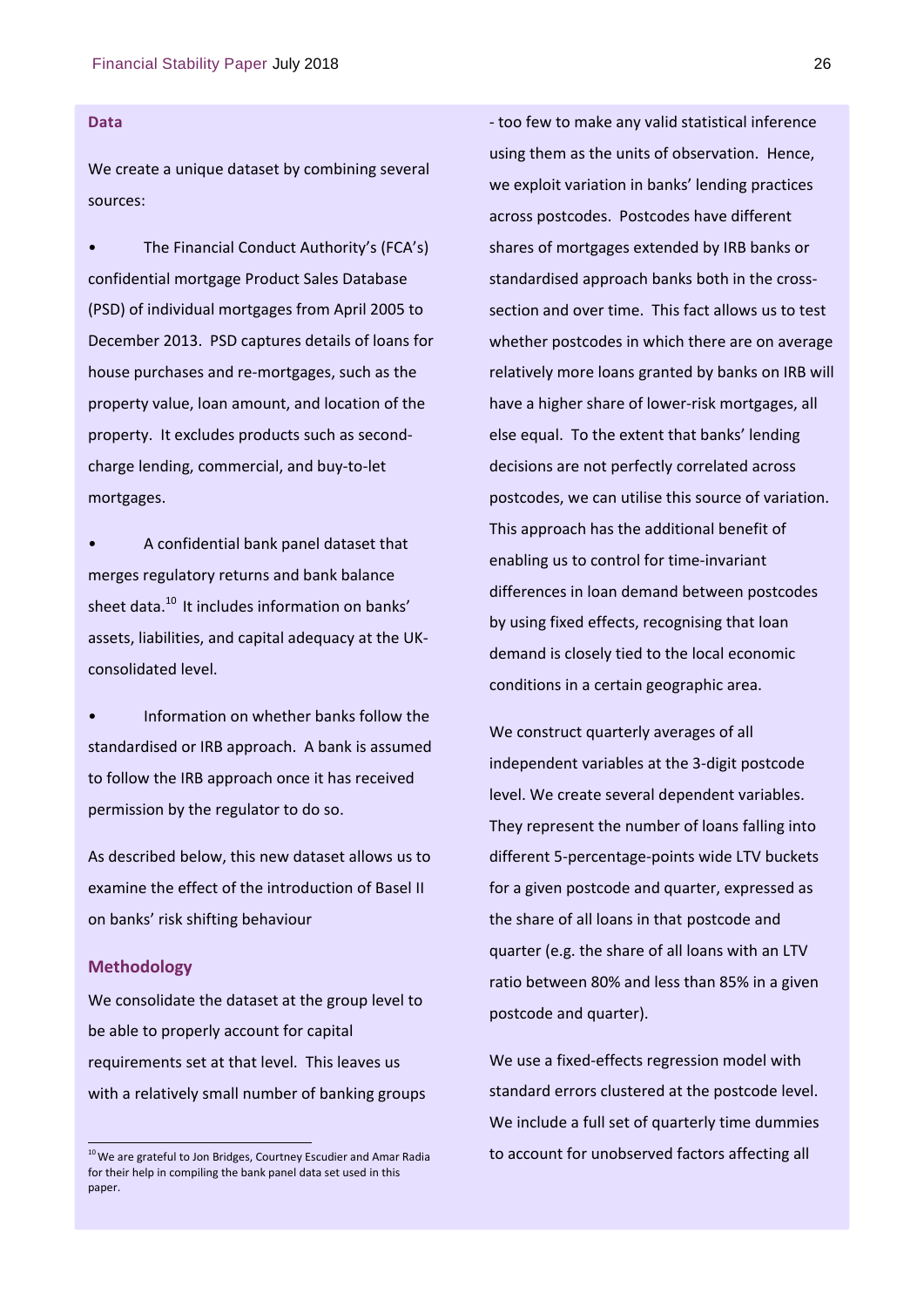**Data**

We create a unique dataset by combining several sources:

- The Financial Conduct Authority's (FCA's) confidential mortgage Product Sales Database (PSD) of individual mortgages from April 2005 to December 2013. PSD captures details of loans for house purchases and re-mortgages, such as the property value, loan amount, and location of the property. It excludes products such as second-charge lending, commercial, and buy-to-let mortgages.

- A confidential bank panel dataset that merges regulatory returns and bank balance sheet data.[10] It includes information on banks' assets, liabilities, and capital adequacy at the UK-consolidated level.

- Information on whether banks follow the standardised or IRB approach. A bank is assumed to follow the IRB approach once it has received permission by the regulator to do so.

As described below, this new dataset allows us to examine the effect of the introduction of Basel II on banks' risk shifting behaviour

## Methodology

We consolidate the dataset at the group level to be able to properly account for capital requirements set at that level. This leaves us with a relatively small number of banking groups - too few to make any valid statistical inference using them as the units of observation. Hence, we exploit variation in banks' lending practices across postcodes. Postcodes have different shares of mortgages extended by IRB banks or standardised approach banks both in the cross-section and over time. This fact allows us to test whether postcodes in which there are on average relatively more loans granted by banks on IRB will have a higher share of lower-risk mortgages, all else equal. To the extent that banks' lending decisions are not perfectly correlated across postcodes, we can utilise this source of variation. This approach has the additional benefit of enabling us to control for time-invariant differences in loan demand between postcodes by using fixed effects, recognising that loan demand is closely tied to the local economic conditions in a certain geographic area.

We construct quarterly averages of all independent variables at the 3-digit postcode level. We create several dependent variables. They represent the number of loans falling into different 5-percentage-points wide LTV buckets for a given postcode and quarter, expressed as the share of all loans in that postcode and quarter (e.g. the share of all loans with an LTV ratio between 80% and less than 85% in a given postcode and quarter).

We use a fixed-effects regression model with standard errors clustered at the postcode level. We include a full set of quarterly time dummies to account for unobserved factors affecting all

[10] We are grateful to Jon Bridges, Courtney Escudier and Amar Radia for their help in compiling the bank panel data set used in this paper.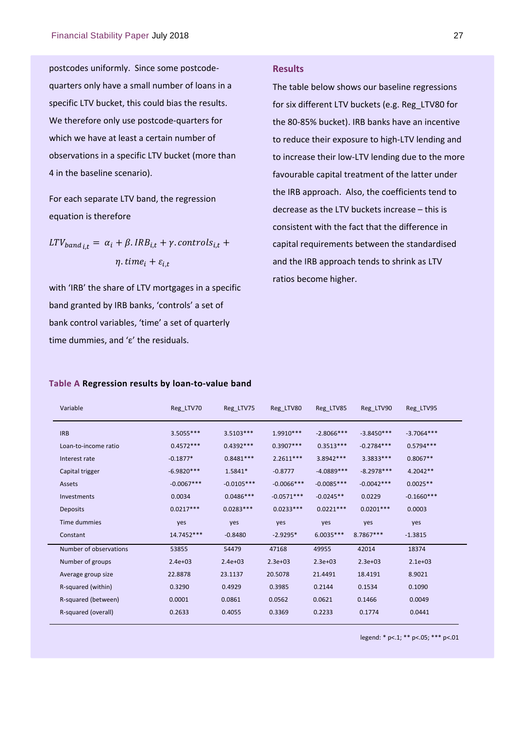postcodes uniformly. Since some postcode-quarters only have a small number of loans in a specific LTV bucket, this could bias the results. We therefore only use postcode-quarters for which we have at least a certain number of observations in a specific LTV bucket (more than 4 in the baseline scenario).

For each separate LTV band, the regression equation is therefore

$$LTV_{band\,i,t} = \alpha_i + \beta . IRB_{i,t} + \gamma . controls_{i,t} + \eta . time_i + \varepsilon_{i,t}$$

with 'IRB' the share of LTV mortgages in a specific band granted by IRB banks, 'controls' a set of bank control variables, 'time' a set of quarterly time dummies, and 'ε' the residuals.

## Results

The table below shows our baseline regressions for six different LTV buckets (e.g. Reg_LTV80 for the 80-85% bucket). IRB banks have an incentive to reduce their exposure to high-LTV lending and to increase their low-LTV lending due to the more favourable capital treatment of the latter under the IRB approach. Also, the coefficients tend to decrease as the LTV buckets increase – this is consistent with the fact that the difference in capital requirements between the standardised and the IRB approach tends to shrink as LTV ratios become higher.

**Table A Regression results by loan-to-value band**

| Variable | Reg_LTV70 | Reg_LTV75 | Reg_LTV80 | Reg_LTV85 | Reg_LTV90 | Reg_LTV95 |
|---|---|---|---|---|---|---|
| IRB | 3.5055*** | 3.5103*** | 1.9910*** | -2.8066*** | -3.8450*** | -3.7064*** |
| Loan-to-income ratio | 0.4572*** | 0.4392*** | 0.3907*** | 0.3513*** | -0.2784*** | 0.5794*** |
| Interest rate | -0.1877* | 0.8481*** | 2.2611*** | 3.8942*** | 3.3833*** | 0.8067** |
| Capital trigger | -6.9820*** | 1.5841* | -0.8777 | -4.0889*** | -8.2978*** | 4.2042** |
| Assets | -0.0067*** | -0.0105*** | -0.0066*** | -0.0085*** | -0.0042*** | 0.0025** |
| Investments | 0.0034 | 0.0486*** | -0.0571*** | -0.0245** | 0.0229 | -0.1660*** |
| Deposits | 0.0217*** | 0.0283*** | 0.0233*** | 0.0221*** | 0.0201*** | 0.0003 |
| Time dummies | yes | yes | yes | yes | yes | yes |
| Constant | 14.7452*** | -0.8480 | -2.9295* | 6.0035*** | 8.7867*** | -1.3815 |
| Number of observations | 53855 | 54479 | 47168 | 49955 | 42014 | 18374 |
| Number of groups | 2.4e+03 | 2.4e+03 | 2.3e+03 | 2.3e+03 | 2.3e+03 | 2.1e+03 |
| Average group size | 22.8878 | 23.1137 | 20.5078 | 21.4491 | 18.4191 | 8.9021 |
| R-squared (within) | 0.3290 | 0.4929 | 0.3985 | 0.2144 | 0.1534 | 0.1090 |
| R-squared (between) | 0.0001 | 0.0861 | 0.0562 | 0.0621 | 0.1466 | 0.0049 |
| R-squared (overall) | 0.2633 | 0.4055 | 0.3369 | 0.2233 | 0.1774 | 0.0441 |

legend: * p<.1; ** p<.05; *** p<.01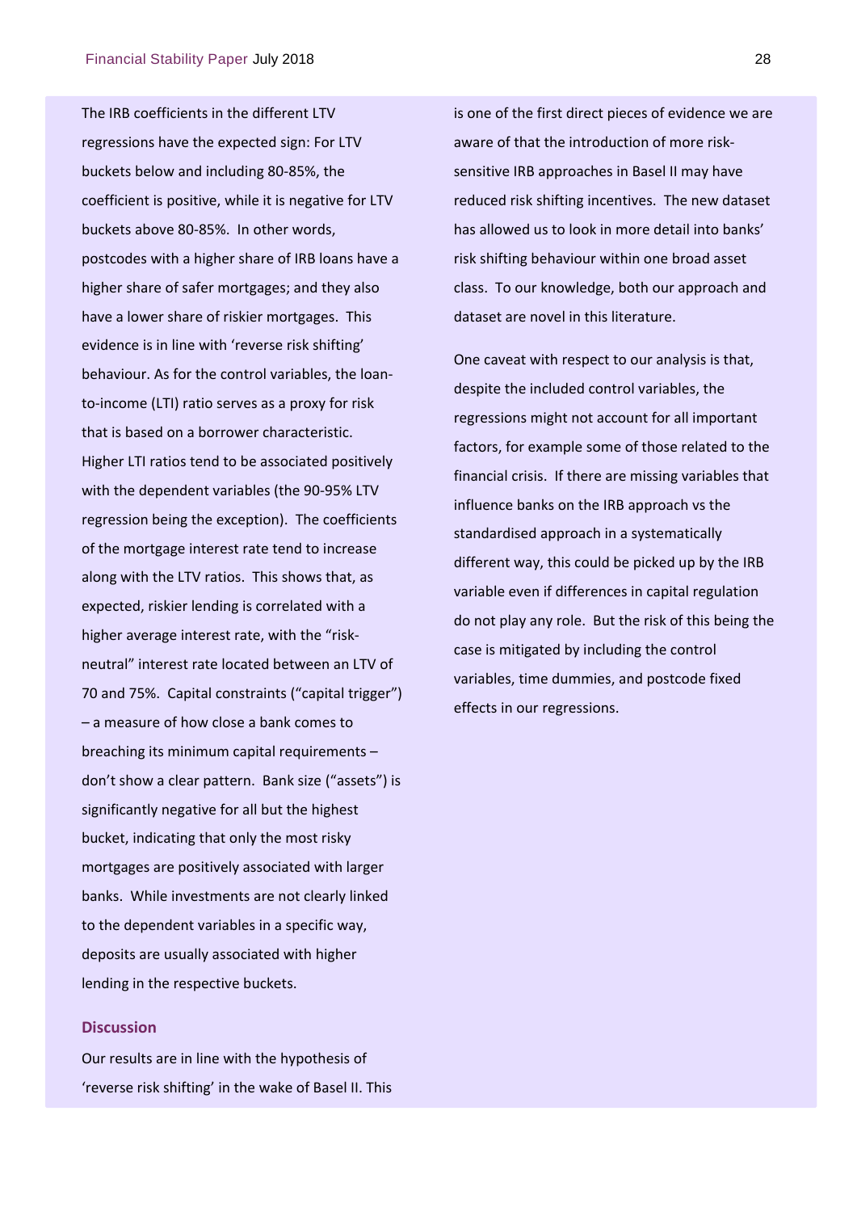The IRB coefficients in the different LTV regressions have the expected sign: For LTV buckets below and including 80-85%, the coefficient is positive, while it is negative for LTV buckets above 80-85%. In other words, postcodes with a higher share of IRB loans have a higher share of safer mortgages; and they also have a lower share of riskier mortgages. This evidence is in line with 'reverse risk shifting' behaviour. As for the control variables, the loan-to-income (LTI) ratio serves as a proxy for risk that is based on a borrower characteristic. Higher LTI ratios tend to be associated positively with the dependent variables (the 90-95% LTV regression being the exception). The coefficients of the mortgage interest rate tend to increase along with the LTV ratios. This shows that, as expected, riskier lending is correlated with a higher average interest rate, with the "risk-neutral" interest rate located between an LTV of 70 and 75%. Capital constraints ("capital trigger") – a measure of how close a bank comes to breaching its minimum capital requirements – don't show a clear pattern. Bank size ("assets") is significantly negative for all but the highest bucket, indicating that only the most risky mortgages are positively associated with larger banks. While investments are not clearly linked to the dependent variables in a specific way, deposits are usually associated with higher lending in the respective buckets.

### Discussion

Our results are in line with the hypothesis of 'reverse risk shifting' in the wake of Basel II. This is one of the first direct pieces of evidence we are aware of that the introduction of more risk-sensitive IRB approaches in Basel II may have reduced risk shifting incentives. The new dataset has allowed us to look in more detail into banks' risk shifting behaviour within one broad asset class. To our knowledge, both our approach and dataset are novel in this literature.

One caveat with respect to our analysis is that, despite the included control variables, the regressions might not account for all important factors, for example some of those related to the financial crisis. If there are missing variables that influence banks on the IRB approach vs the standardised approach in a systematically different way, this could be picked up by the IRB variable even if differences in capital regulation do not play any role. But the risk of this being the case is mitigated by including the control variables, time dummies, and postcode fixed effects in our regressions.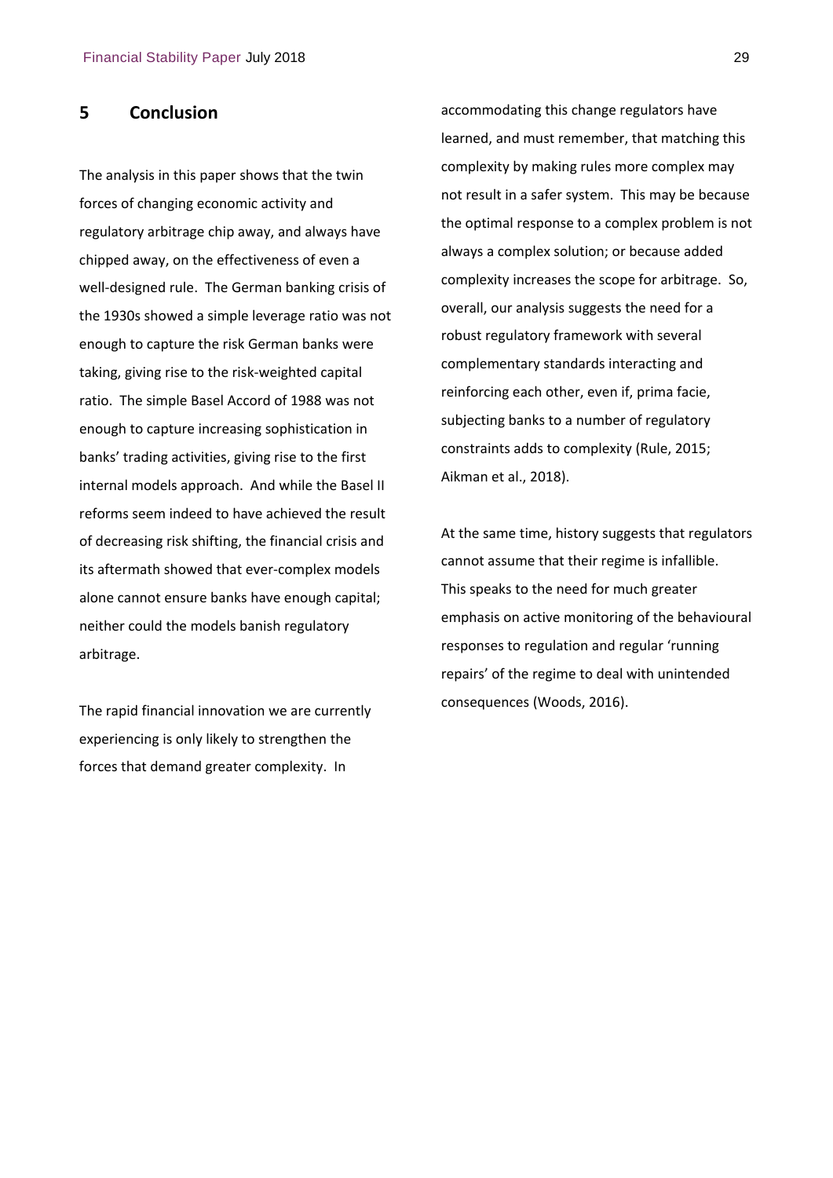## 5 Conclusion

The analysis in this paper shows that the twin forces of changing economic activity and regulatory arbitrage chip away, and always have chipped away, on the effectiveness of even a well-designed rule. The German banking crisis of the 1930s showed a simple leverage ratio was not enough to capture the risk German banks were taking, giving rise to the risk-weighted capital ratio. The simple Basel Accord of 1988 was not enough to capture increasing sophistication in banks' trading activities, giving rise to the first internal models approach. And while the Basel II reforms seem indeed to have achieved the result of decreasing risk shifting, the financial crisis and its aftermath showed that ever-complex models alone cannot ensure banks have enough capital; neither could the models banish regulatory arbitrage.

The rapid financial innovation we are currently experiencing is only likely to strengthen the forces that demand greater complexity. In accommodating this change regulators have learned, and must remember, that matching this complexity by making rules more complex may not result in a safer system. This may be because the optimal response to a complex problem is not always a complex solution; or because added complexity increases the scope for arbitrage. So, overall, our analysis suggests the need for a robust regulatory framework with several complementary standards interacting and reinforcing each other, even if, prima facie, subjecting banks to a number of regulatory constraints adds to complexity (Rule, 2015; Aikman et al., 2018).

At the same time, history suggests that regulators cannot assume that their regime is infallible. This speaks to the need for much greater emphasis on active monitoring of the behavioural responses to regulation and regular 'running repairs' of the regime to deal with unintended consequences (Woods, 2016).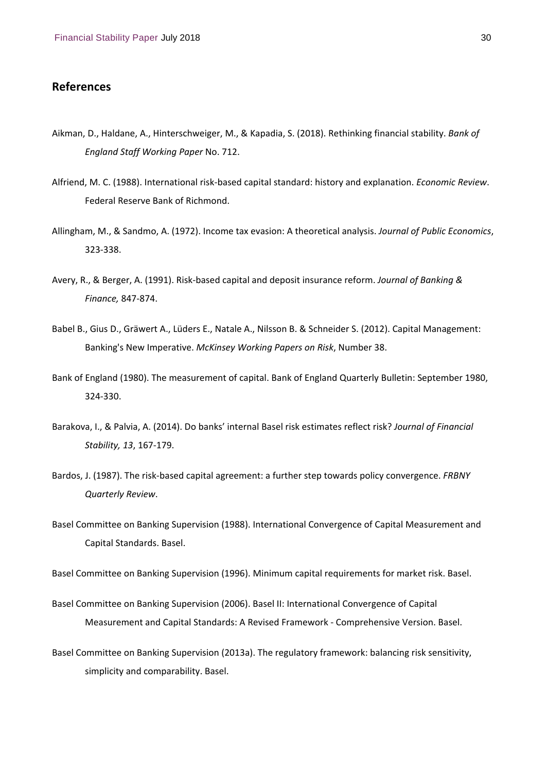## References

Aikman, D., Haldane, A., Hinterschweiger, M., & Kapadia, S. (2018). Rethinking financial stability. *Bank of England Staff Working Paper* No. 712.

Alfriend, M. C. (1988). International risk-based capital standard: history and explanation. *Economic Review*. Federal Reserve Bank of Richmond.

Allingham, M., & Sandmo, A. (1972). Income tax evasion: A theoretical analysis. *Journal of Public Economics*, 323-338.

Avery, R., & Berger, A. (1991). Risk-based capital and deposit insurance reform. *Journal of Banking & Finance,* 847-874.

Babel B., Gius D., Gräwert A., Lüders E., Natale A., Nilsson B. & Schneider S. (2012). Capital Management: Banking's New Imperative. *McKinsey Working Papers on Risk*, Number 38.

Bank of England (1980). The measurement of capital. Bank of England Quarterly Bulletin: September 1980, 324-330.

Barakova, I., & Palvia, A. (2014). Do banks' internal Basel risk estimates reflect risk? *Journal of Financial Stability, 13*, 167-179.

Bardos, J. (1987). The risk-based capital agreement: a further step towards policy convergence. *FRBNY Quarterly Review*.

Basel Committee on Banking Supervision (1988). International Convergence of Capital Measurement and Capital Standards. Basel.

Basel Committee on Banking Supervision (1996). Minimum capital requirements for market risk. Basel.

Basel Committee on Banking Supervision (2006). Basel II: International Convergence of Capital Measurement and Capital Standards: A Revised Framework - Comprehensive Version. Basel.

Basel Committee on Banking Supervision (2013a). The regulatory framework: balancing risk sensitivity, simplicity and comparability. Basel.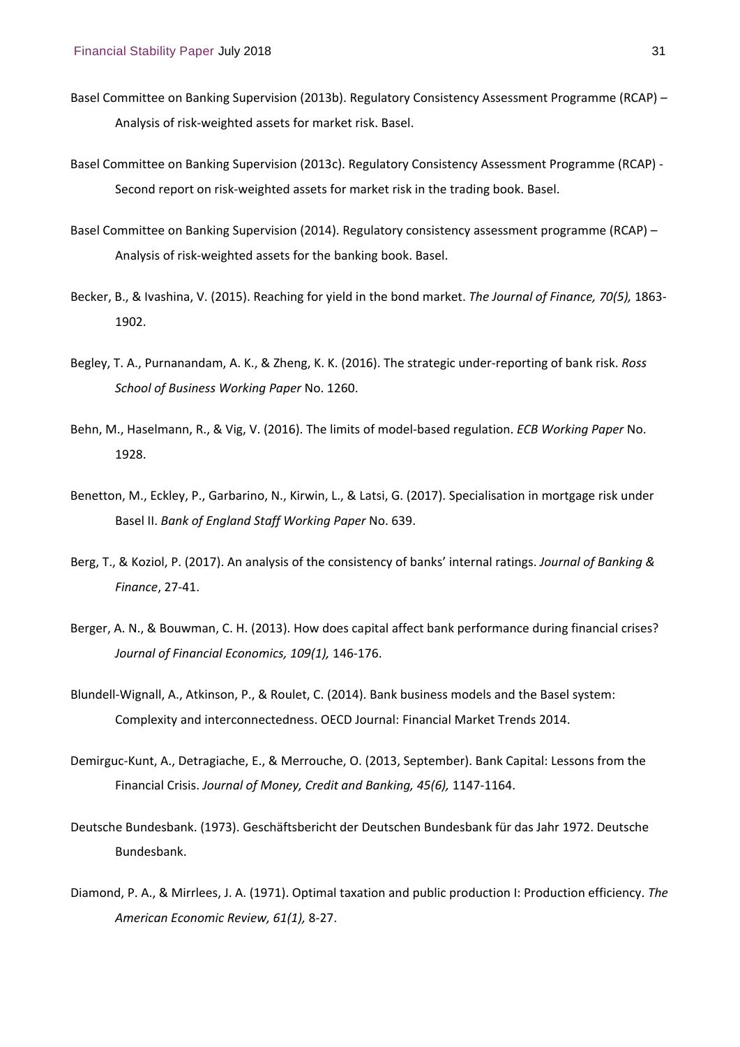Basel Committee on Banking Supervision (2013b). Regulatory Consistency Assessment Programme (RCAP) – Analysis of risk-weighted assets for market risk. Basel.

Basel Committee on Banking Supervision (2013c). Regulatory Consistency Assessment Programme (RCAP) - Second report on risk-weighted assets for market risk in the trading book. Basel.

Basel Committee on Banking Supervision (2014). Regulatory consistency assessment programme (RCAP) – Analysis of risk-weighted assets for the banking book. Basel.

Becker, B., & Ivashina, V. (2015). Reaching for yield in the bond market. *The Journal of Finance, 70(5),* 1863-1902.

Begley, T. A., Purnanandam, A. K., & Zheng, K. K. (2016). The strategic under-reporting of bank risk. *Ross School of Business Working Paper* No. 1260.

Behn, M., Haselmann, R., & Vig, V. (2016). The limits of model-based regulation. *ECB Working Paper* No. 1928.

Benetton, M., Eckley, P., Garbarino, N., Kirwin, L., & Latsi, G. (2017). Specialisation in mortgage risk under Basel II. *Bank of England Staff Working Paper* No. 639.

Berg, T., & Koziol, P. (2017). An analysis of the consistency of banks' internal ratings. *Journal of Banking & Finance*, 27-41.

Berger, A. N., & Bouwman, C. H. (2013). How does capital affect bank performance during financial crises? *Journal of Financial Economics, 109(1),* 146-176.

Blundell-Wignall, A., Atkinson, P., & Roulet, C. (2014). Bank business models and the Basel system: Complexity and interconnectedness. OECD Journal: Financial Market Trends 2014.

Demirguc-Kunt, A., Detragiache, E., & Merrouche, O. (2013, September). Bank Capital: Lessons from the Financial Crisis. *Journal of Money, Credit and Banking, 45(6),* 1147-1164.

Deutsche Bundesbank. (1973). Geschäftsbericht der Deutschen Bundesbank für das Jahr 1972. Deutsche Bundesbank.

Diamond, P. A., & Mirrlees, J. A. (1971). Optimal taxation and public production I: Production efficiency. *The American Economic Review, 61(1),* 8-27.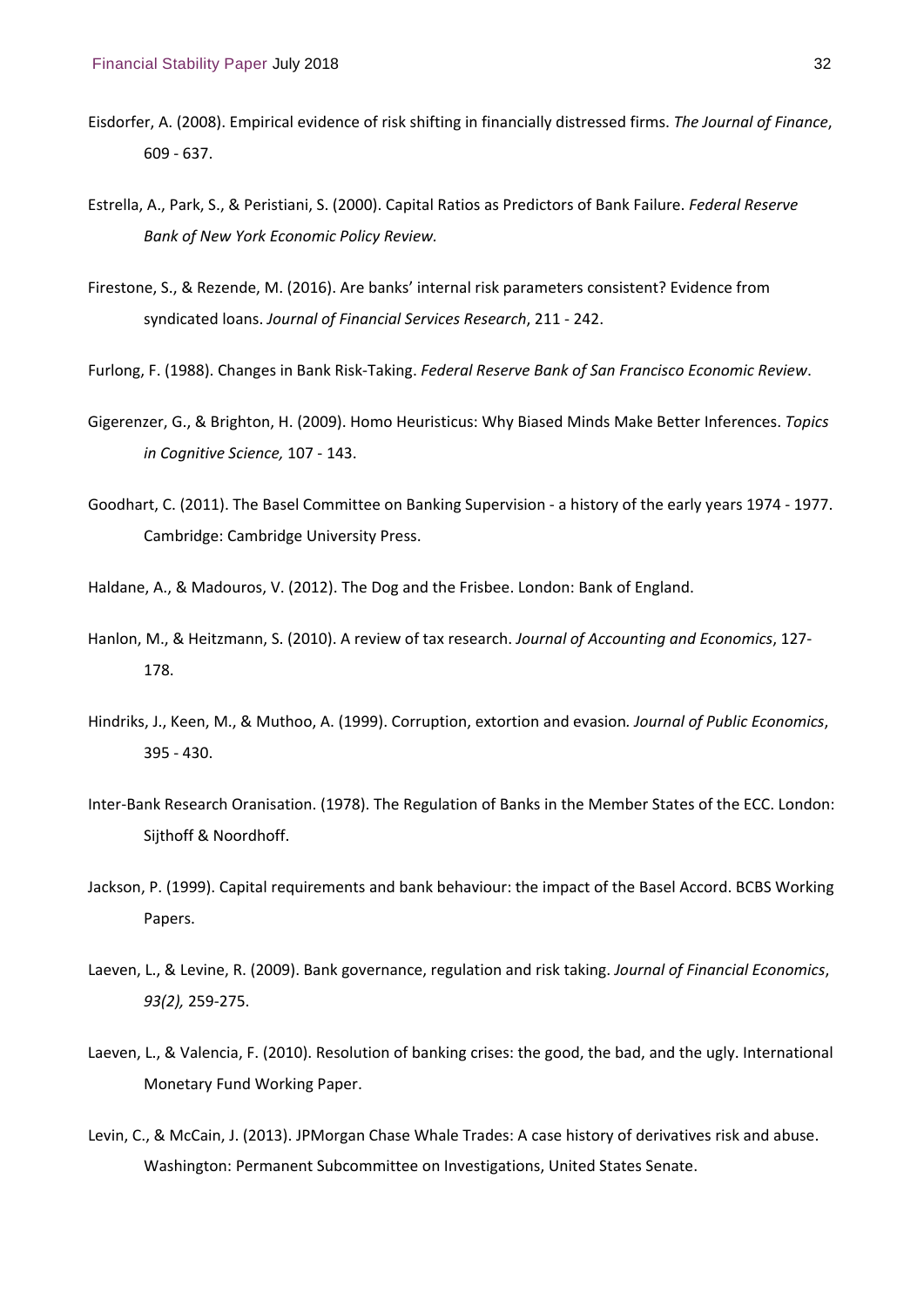Eisdorfer, A. (2008). Empirical evidence of risk shifting in financially distressed firms. *The Journal of Finance*, 609 - 637.

Estrella, A., Park, S., & Peristiani, S. (2000). Capital Ratios as Predictors of Bank Failure. *Federal Reserve Bank of New York Economic Policy Review.*

Firestone, S., & Rezende, M. (2016). Are banks' internal risk parameters consistent? Evidence from syndicated loans. *Journal of Financial Services Research*, 211 - 242.

Furlong, F. (1988). Changes in Bank Risk-Taking. *Federal Reserve Bank of San Francisco Economic Review*.

Gigerenzer, G., & Brighton, H. (2009). Homo Heuristicus: Why Biased Minds Make Better Inferences. *Topics in Cognitive Science,* 107 - 143.

Goodhart, C. (2011). The Basel Committee on Banking Supervision - a history of the early years 1974 - 1977. Cambridge: Cambridge University Press.

Haldane, A., & Madouros, V. (2012). The Dog and the Frisbee. London: Bank of England.

Hanlon, M., & Heitzmann, S. (2010). A review of tax research. *Journal of Accounting and Economics*, 127-178.

Hindriks, J., Keen, M., & Muthoo, A. (1999). Corruption, extortion and evasion. *Journal of Public Economics*, 395 - 430.

Inter-Bank Research Oranisation. (1978). The Regulation of Banks in the Member States of the ECC. London: Sijthoff & Noordhoff.

Jackson, P. (1999). Capital requirements and bank behaviour: the impact of the Basel Accord. BCBS Working Papers.

Laeven, L., & Levine, R. (2009). Bank governance, regulation and risk taking. *Journal of Financial Economics*, *93(2),* 259-275.

Laeven, L., & Valencia, F. (2010). Resolution of banking crises: the good, the bad, and the ugly. International Monetary Fund Working Paper.

Levin, C., & McCain, J. (2013). JPMorgan Chase Whale Trades: A case history of derivatives risk and abuse. Washington: Permanent Subcommittee on Investigations, United States Senate.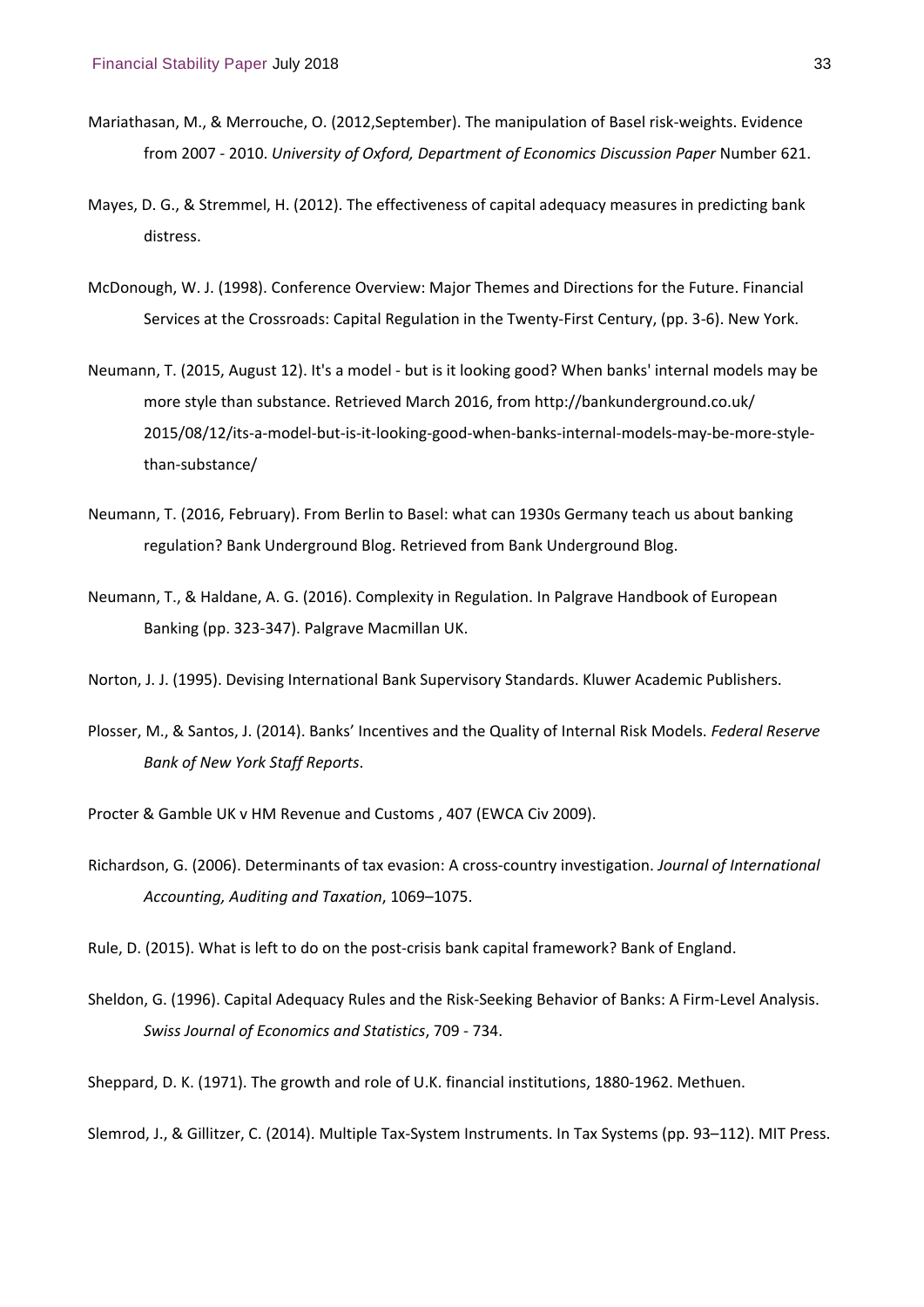Mariathasan, M., & Merrouche, O. (2012,September). The manipulation of Basel risk-weights. Evidence from 2007 - 2010. *University of Oxford, Department of Economics Discussion Paper* Number 621.

Mayes, D. G., & Stremmel, H. (2012). The effectiveness of capital adequacy measures in predicting bank distress.

McDonough, W. J. (1998). Conference Overview: Major Themes and Directions for the Future. Financial Services at the Crossroads: Capital Regulation in the Twenty-First Century, (pp. 3-6). New York.

Neumann, T. (2015, August 12). It's a model - but is it looking good? When banks' internal models may be more style than substance. Retrieved March 2016, from http://bankunderground.co.uk/2015/08/12/its-a-model-but-is-it-looking-good-when-banks-internal-models-may-be-more-style-than-substance/

Neumann, T. (2016, February). From Berlin to Basel: what can 1930s Germany teach us about banking regulation? Bank Underground Blog. Retrieved from Bank Underground Blog.

Neumann, T., & Haldane, A. G. (2016). Complexity in Regulation. In Palgrave Handbook of European Banking (pp. 323-347). Palgrave Macmillan UK.

Norton, J. J. (1995). Devising International Bank Supervisory Standards. Kluwer Academic Publishers.

Plosser, M., & Santos, J. (2014). Banks' Incentives and the Quality of Internal Risk Models. *Federal Reserve Bank of New York Staff Reports*.

Procter & Gamble UK v HM Revenue and Customs , 407 (EWCA Civ 2009).

Richardson, G. (2006). Determinants of tax evasion: A cross-country investigation. *Journal of International Accounting, Auditing and Taxation*, 1069–1075.

Rule, D. (2015). What is left to do on the post-crisis bank capital framework? Bank of England.

Sheldon, G. (1996). Capital Adequacy Rules and the Risk-Seeking Behavior of Banks: A Firm-Level Analysis. *Swiss Journal of Economics and Statistics*, 709 - 734.

Sheppard, D. K. (1971). The growth and role of U.K. financial institutions, 1880-1962. Methuen.

Slemrod, J., & Gillitzer, C. (2014). Multiple Tax-System Instruments. In Tax Systems (pp. 93–112). MIT Press.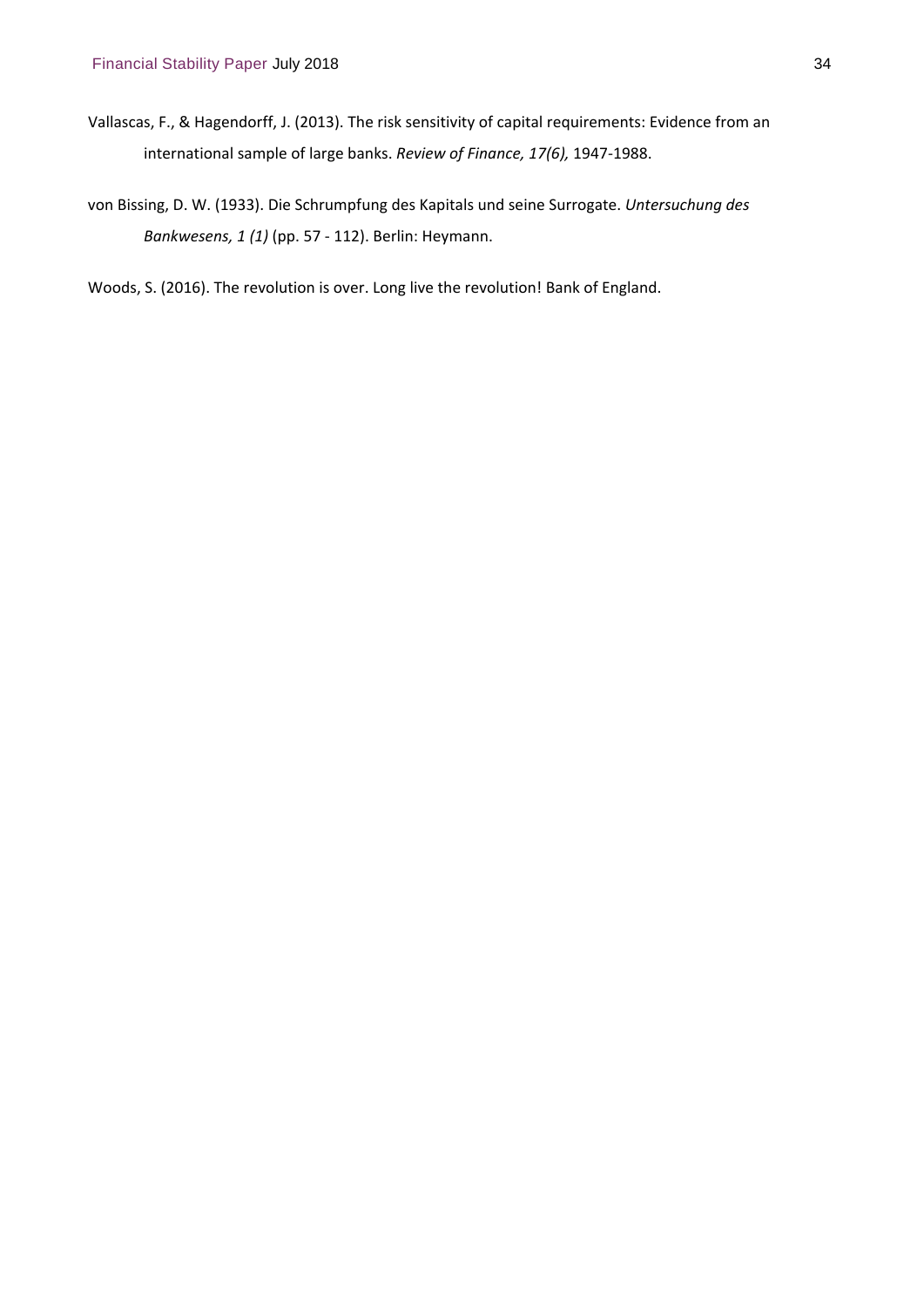Vallascas, F., & Hagendorff, J. (2013). The risk sensitivity of capital requirements: Evidence from an international sample of large banks. *Review of Finance, 17(6),* 1947-1988.

von Bissing, D. W. (1933). Die Schrumpfung des Kapitals und seine Surrogate. *Untersuchung des Bankwesens, 1 (1)* (pp. 57 - 112). Berlin: Heymann.

Woods, S. (2016). The revolution is over. Long live the revolution! Bank of England.